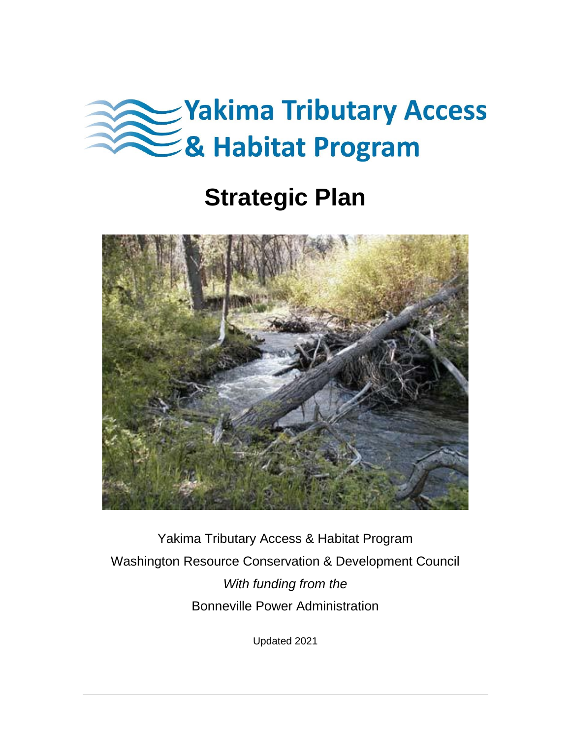# Yakima Tributary Access & Habitat Program

# Strategic Plan

Yakima Tributary Access & Habitat Program

Washington Resource Conservation & Development Council

*With funding from the*

Bonneville Power Administration

Updated 2021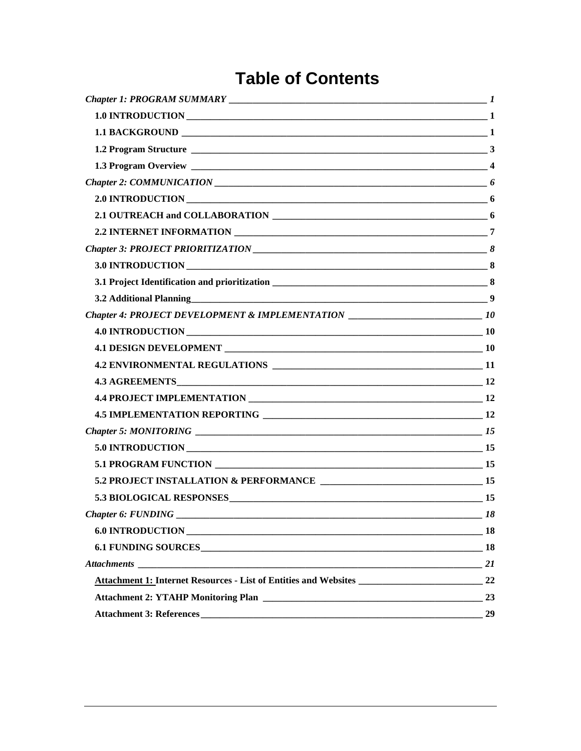# Table of Contents

*Chapter 1: PROGRAM SUMMARY* — *1*

**1.0 INTRODUCTION** — **1**

**1.1 BACKGROUND** — **1**

**1.2 Program Structure** — **3**

**1.3 Program Overview** — **4**

*Chapter 2: COMMUNICATION* — *6*

**2.0 INTRODUCTION** — **6**

**2.1 OUTREACH and COLLABORATION** — **6**

**2.2 INTERNET INFORMATION** — **7**

*Chapter 3: PROJECT PRIORITIZATION* — *8*

**3.0 INTRODUCTION** — **8**

**3.1 Project Identification and prioritization** — **8**

**3.2 Additional Planning** — **9**

*Chapter 4: PROJECT DEVELOPMENT & IMPLEMENTATION* — *10*

**4.0 INTRODUCTION** — **10**

**4.1 DESIGN DEVELOPMENT** — **10**

**4.2 ENVIRONMENTAL REGULATIONS** — **11**

**4.3 AGREEMENTS** — **12**

**4.4 PROJECT IMPLEMENTATION** — **12**

**4.5 IMPLEMENTATION REPORTING** — **12**

*Chapter 5: MONITORING* — *15*

**5.0 INTRODUCTION** — **15**

**5.1 PROGRAM FUNCTION** — **15**

**5.2 PROJECT INSTALLATION & PERFORMANCE** — **15**

**5.3 BIOLOGICAL RESPONSES** — **15**

*Chapter 6: FUNDING* — *18*

**6.0 INTRODUCTION** — **18**

**6.1 FUNDING SOURCES** — **18**

*Attachments* — *21*

**Attachment 1: Internet Resources - List of Entities and Websites** — **22**

**Attachment 2: YTAHP Monitoring Plan** — **23**

**Attachment 3: References** — **29**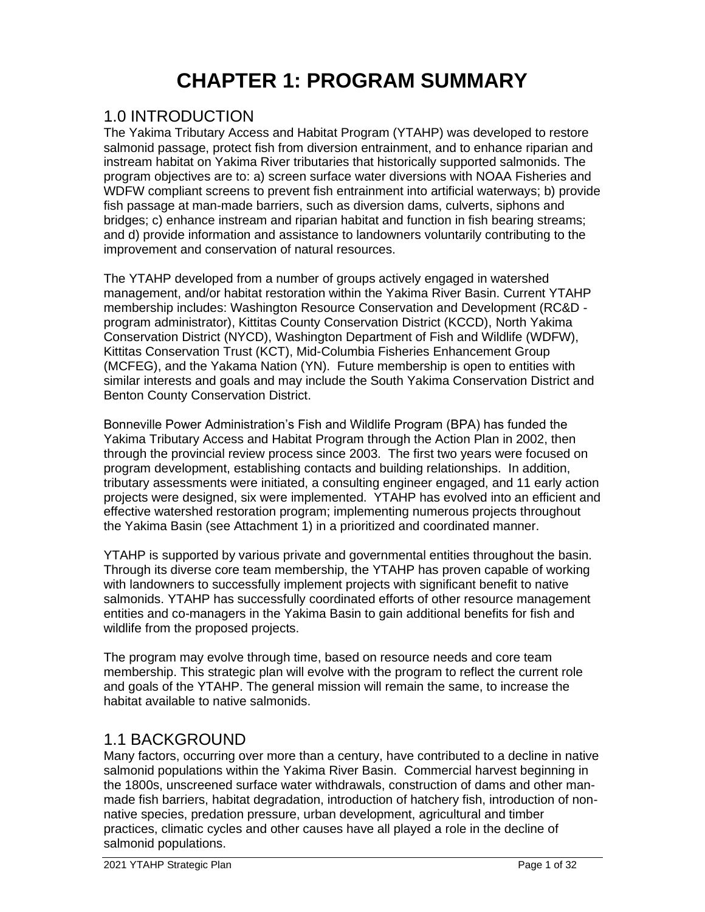# CHAPTER 1: PROGRAM SUMMARY

## 1.0 INTRODUCTION

The Yakima Tributary Access and Habitat Program (YTAHP) was developed to restore salmonid passage, protect fish from diversion entrainment, and to enhance riparian and instream habitat on Yakima River tributaries that historically supported salmonids. The program objectives are to: a) screen surface water diversions with NOAA Fisheries and WDFW compliant screens to prevent fish entrainment into artificial waterways; b) provide fish passage at man-made barriers, such as diversion dams, culverts, siphons and bridges; c) enhance instream and riparian habitat and function in fish bearing streams; and d) provide information and assistance to landowners voluntarily contributing to the improvement and conservation of natural resources.

The YTAHP developed from a number of groups actively engaged in watershed management, and/or habitat restoration within the Yakima River Basin. Current YTAHP membership includes: Washington Resource Conservation and Development (RC&D - program administrator), Kittitas County Conservation District (KCCD), North Yakima Conservation District (NYCD), Washington Department of Fish and Wildlife (WDFW), Kittitas Conservation Trust (KCT), Mid-Columbia Fisheries Enhancement Group (MCFEG), and the Yakama Nation (YN). Future membership is open to entities with similar interests and goals and may include the South Yakima Conservation District and Benton County Conservation District.

Bonneville Power Administration's Fish and Wildlife Program (BPA) has funded the Yakima Tributary Access and Habitat Program through the Action Plan in 2002, then through the provincial review process since 2003. The first two years were focused on program development, establishing contacts and building relationships. In addition, tributary assessments were initiated, a consulting engineer engaged, and 11 early action projects were designed, six were implemented. YTAHP has evolved into an efficient and effective watershed restoration program; implementing numerous projects throughout the Yakima Basin (see Attachment 1) in a prioritized and coordinated manner.

YTAHP is supported by various private and governmental entities throughout the basin. Through its diverse core team membership, the YTAHP has proven capable of working with landowners to successfully implement projects with significant benefit to native salmonids. YTAHP has successfully coordinated efforts of other resource management entities and co-managers in the Yakima Basin to gain additional benefits for fish and wildlife from the proposed projects.

The program may evolve through time, based on resource needs and core team membership. This strategic plan will evolve with the program to reflect the current role and goals of the YTAHP. The general mission will remain the same, to increase the habitat available to native salmonids.

## 1.1 BACKGROUND

Many factors, occurring over more than a century, have contributed to a decline in native salmonid populations within the Yakima River Basin. Commercial harvest beginning in the 1800s, unscreened surface water withdrawals, construction of dams and other man-made fish barriers, habitat degradation, introduction of hatchery fish, introduction of non-native species, predation pressure, urban development, agricultural and timber practices, climatic cycles and other causes have all played a role in the decline of salmonid populations.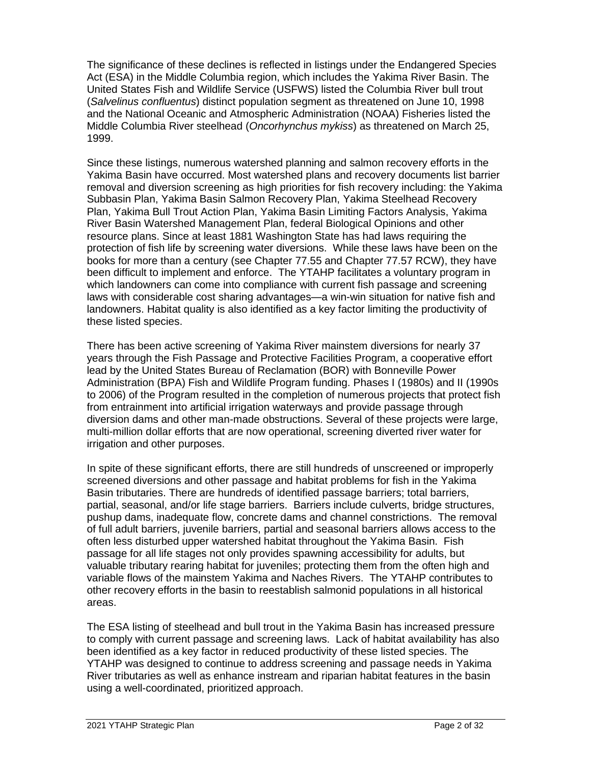The significance of these declines is reflected in listings under the Endangered Species Act (ESA) in the Middle Columbia region, which includes the Yakima River Basin. The United States Fish and Wildlife Service (USFWS) listed the Columbia River bull trout (*Salvelinus confluentus*) distinct population segment as threatened on June 10, 1998 and the National Oceanic and Atmospheric Administration (NOAA) Fisheries listed the Middle Columbia River steelhead (*Oncorhynchus mykiss*) as threatened on March 25, 1999.

Since these listings, numerous watershed planning and salmon recovery efforts in the Yakima Basin have occurred. Most watershed plans and recovery documents list barrier removal and diversion screening as high priorities for fish recovery including: the Yakima Subbasin Plan, Yakima Basin Salmon Recovery Plan, Yakima Steelhead Recovery Plan, Yakima Bull Trout Action Plan, Yakima Basin Limiting Factors Analysis, Yakima River Basin Watershed Management Plan, federal Biological Opinions and other resource plans. Since at least 1881 Washington State has had laws requiring the protection of fish life by screening water diversions. While these laws have been on the books for more than a century (see Chapter 77.55 and Chapter 77.57 RCW), they have been difficult to implement and enforce. The YTAHP facilitates a voluntary program in which landowners can come into compliance with current fish passage and screening laws with considerable cost sharing advantages—a win-win situation for native fish and landowners. Habitat quality is also identified as a key factor limiting the productivity of these listed species.

There has been active screening of Yakima River mainstem diversions for nearly 37 years through the Fish Passage and Protective Facilities Program, a cooperative effort lead by the United States Bureau of Reclamation (BOR) with Bonneville Power Administration (BPA) Fish and Wildlife Program funding. Phases I (1980s) and II (1990s to 2006) of the Program resulted in the completion of numerous projects that protect fish from entrainment into artificial irrigation waterways and provide passage through diversion dams and other man-made obstructions. Several of these projects were large, multi-million dollar efforts that are now operational, screening diverted river water for irrigation and other purposes.

In spite of these significant efforts, there are still hundreds of unscreened or improperly screened diversions and other passage and habitat problems for fish in the Yakima Basin tributaries. There are hundreds of identified passage barriers; total barriers, partial, seasonal, and/or life stage barriers. Barriers include culverts, bridge structures, pushup dams, inadequate flow, concrete dams and channel constrictions. The removal of full adult barriers, juvenile barriers, partial and seasonal barriers allows access to the often less disturbed upper watershed habitat throughout the Yakima Basin. Fish passage for all life stages not only provides spawning accessibility for adults, but valuable tributary rearing habitat for juveniles; protecting them from the often high and variable flows of the mainstem Yakima and Naches Rivers. The YTAHP contributes to other recovery efforts in the basin to reestablish salmonid populations in all historical areas.

The ESA listing of steelhead and bull trout in the Yakima Basin has increased pressure to comply with current passage and screening laws. Lack of habitat availability has also been identified as a key factor in reduced productivity of these listed species. The YTAHP was designed to continue to address screening and passage needs in Yakima River tributaries as well as enhance instream and riparian habitat features in the basin using a well-coordinated, prioritized approach.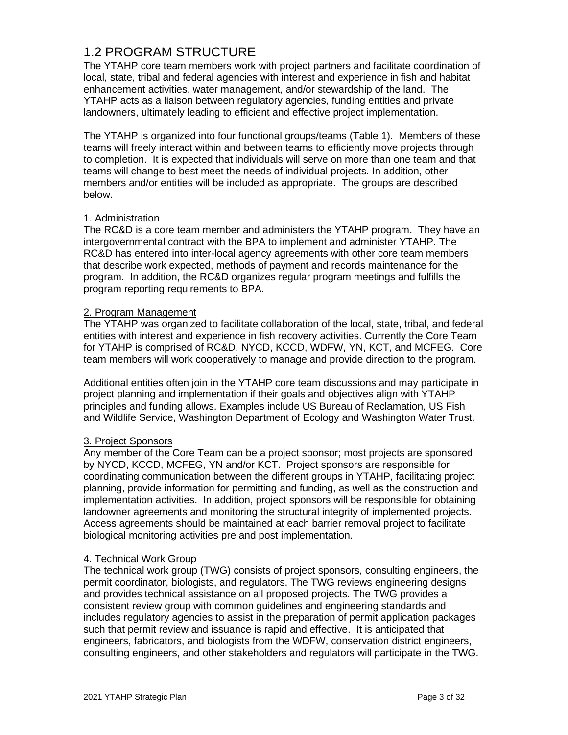## 1.2 PROGRAM STRUCTURE

The YTAHP core team members work with project partners and facilitate coordination of local, state, tribal and federal agencies with interest and experience in fish and habitat enhancement activities, water management, and/or stewardship of the land. The YTAHP acts as a liaison between regulatory agencies, funding entities and private landowners, ultimately leading to efficient and effective project implementation.

The YTAHP is organized into four functional groups/teams (Table 1). Members of these teams will freely interact within and between teams to efficiently move projects through to completion. It is expected that individuals will serve on more than one team and that teams will change to best meet the needs of individual projects. In addition, other members and/or entities will be included as appropriate. The groups are described below.

1. Administration

The RC&D is a core team member and administers the YTAHP program. They have an intergovernmental contract with the BPA to implement and administer YTAHP. The RC&D has entered into inter-local agency agreements with other core team members that describe work expected, methods of payment and records maintenance for the program. In addition, the RC&D organizes regular program meetings and fulfills the program reporting requirements to BPA.

2. Program Management

The YTAHP was organized to facilitate collaboration of the local, state, tribal, and federal entities with interest and experience in fish recovery activities. Currently the Core Team for YTAHP is comprised of RC&D, NYCD, KCCD, WDFW, YN, KCT, and MCFEG. Core team members will work cooperatively to manage and provide direction to the program.

Additional entities often join in the YTAHP core team discussions and may participate in project planning and implementation if their goals and objectives align with YTAHP principles and funding allows. Examples include US Bureau of Reclamation, US Fish and Wildlife Service, Washington Department of Ecology and Washington Water Trust.

3. Project Sponsors

Any member of the Core Team can be a project sponsor; most projects are sponsored by NYCD, KCCD, MCFEG, YN and/or KCT. Project sponsors are responsible for coordinating communication between the different groups in YTAHP, facilitating project planning, provide information for permitting and funding, as well as the construction and implementation activities. In addition, project sponsors will be responsible for obtaining landowner agreements and monitoring the structural integrity of implemented projects. Access agreements should be maintained at each barrier removal project to facilitate biological monitoring activities pre and post implementation.

4. Technical Work Group

The technical work group (TWG) consists of project sponsors, consulting engineers, the permit coordinator, biologists, and regulators. The TWG reviews engineering designs and provides technical assistance on all proposed projects. The TWG provides a consistent review group with common guidelines and engineering standards and includes regulatory agencies to assist in the preparation of permit application packages such that permit review and issuance is rapid and effective. It is anticipated that engineers, fabricators, and biologists from the WDFW, conservation district engineers, consulting engineers, and other stakeholders and regulators will participate in the TWG.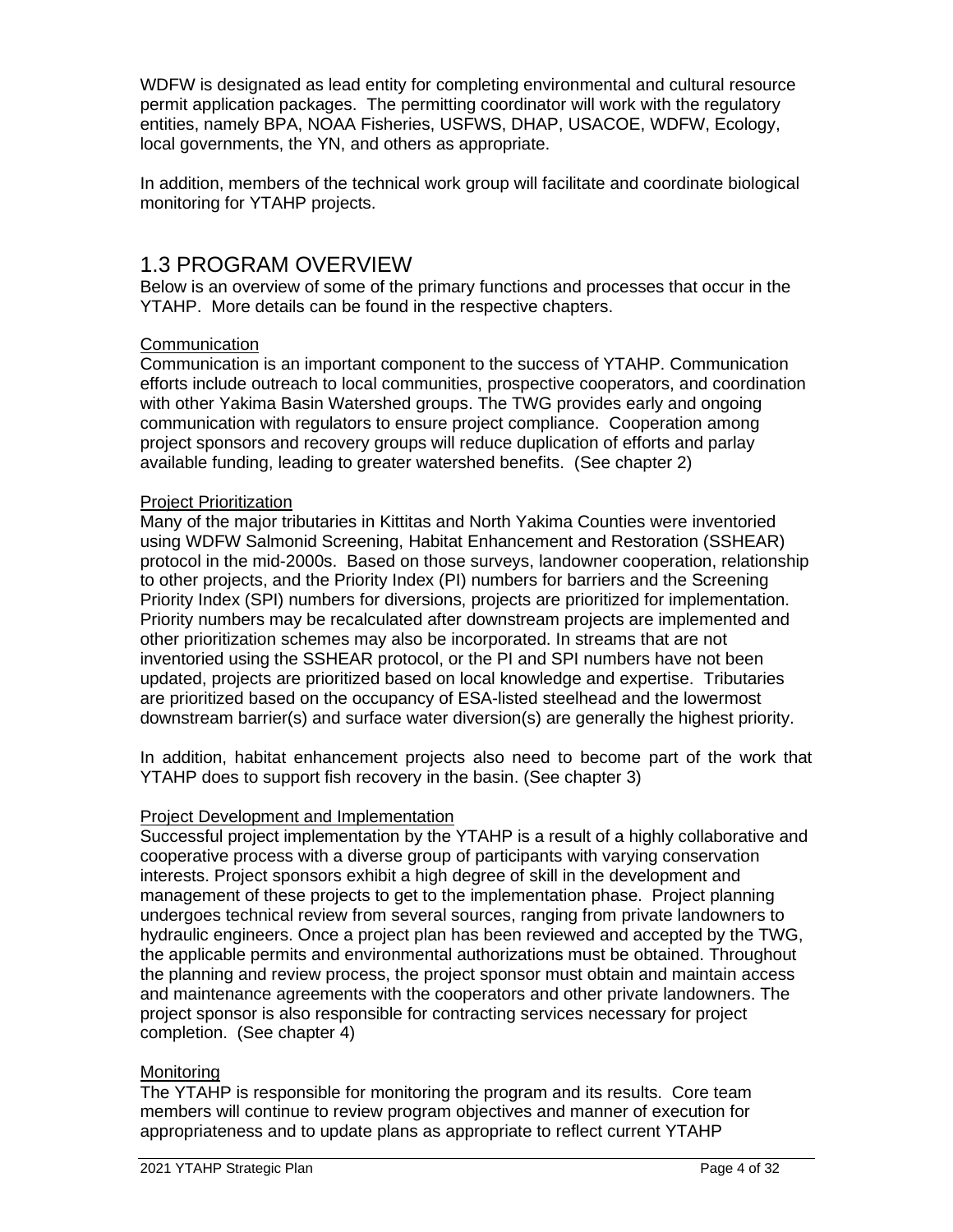WDFW is designated as lead entity for completing environmental and cultural resource permit application packages. The permitting coordinator will work with the regulatory entities, namely BPA, NOAA Fisheries, USFWS, DHAP, USACOE, WDFW, Ecology, local governments, the YN, and others as appropriate.

In addition, members of the technical work group will facilitate and coordinate biological monitoring for YTAHP projects.

## 1.3 PROGRAM OVERVIEW

Below is an overview of some of the primary functions and processes that occur in the YTAHP. More details can be found in the respective chapters.

<u>Communication</u>

Communication is an important component to the success of YTAHP. Communication efforts include outreach to local communities, prospective cooperators, and coordination with other Yakima Basin Watershed groups. The TWG provides early and ongoing communication with regulators to ensure project compliance. Cooperation among project sponsors and recovery groups will reduce duplication of efforts and parlay available funding, leading to greater watershed benefits. (See chapter 2)

<u>Project Prioritization</u>

Many of the major tributaries in Kittitas and North Yakima Counties were inventoried using WDFW Salmonid Screening, Habitat Enhancement and Restoration (SSHEAR) protocol in the mid-2000s. Based on those surveys, landowner cooperation, relationship to other projects, and the Priority Index (PI) numbers for barriers and the Screening Priority Index (SPI) numbers for diversions, projects are prioritized for implementation. Priority numbers may be recalculated after downstream projects are implemented and other prioritization schemes may also be incorporated. In streams that are not inventoried using the SSHEAR protocol, or the PI and SPI numbers have not been updated, projects are prioritized based on local knowledge and expertise. Tributaries are prioritized based on the occupancy of ESA-listed steelhead and the lowermost downstream barrier(s) and surface water diversion(s) are generally the highest priority.

In addition, habitat enhancement projects also need to become part of the work that YTAHP does to support fish recovery in the basin. (See chapter 3)

<u>Project Development and Implementation</u>

Successful project implementation by the YTAHP is a result of a highly collaborative and cooperative process with a diverse group of participants with varying conservation interests. Project sponsors exhibit a high degree of skill in the development and management of these projects to get to the implementation phase. Project planning undergoes technical review from several sources, ranging from private landowners to hydraulic engineers. Once a project plan has been reviewed and accepted by the TWG, the applicable permits and environmental authorizations must be obtained. Throughout the planning and review process, the project sponsor must obtain and maintain access and maintenance agreements with the cooperators and other private landowners. The project sponsor is also responsible for contracting services necessary for project completion. (See chapter 4)

<u>Monitoring</u>

The YTAHP is responsible for monitoring the program and its results. Core team members will continue to review program objectives and manner of execution for appropriateness and to update plans as appropriate to reflect current YTAHP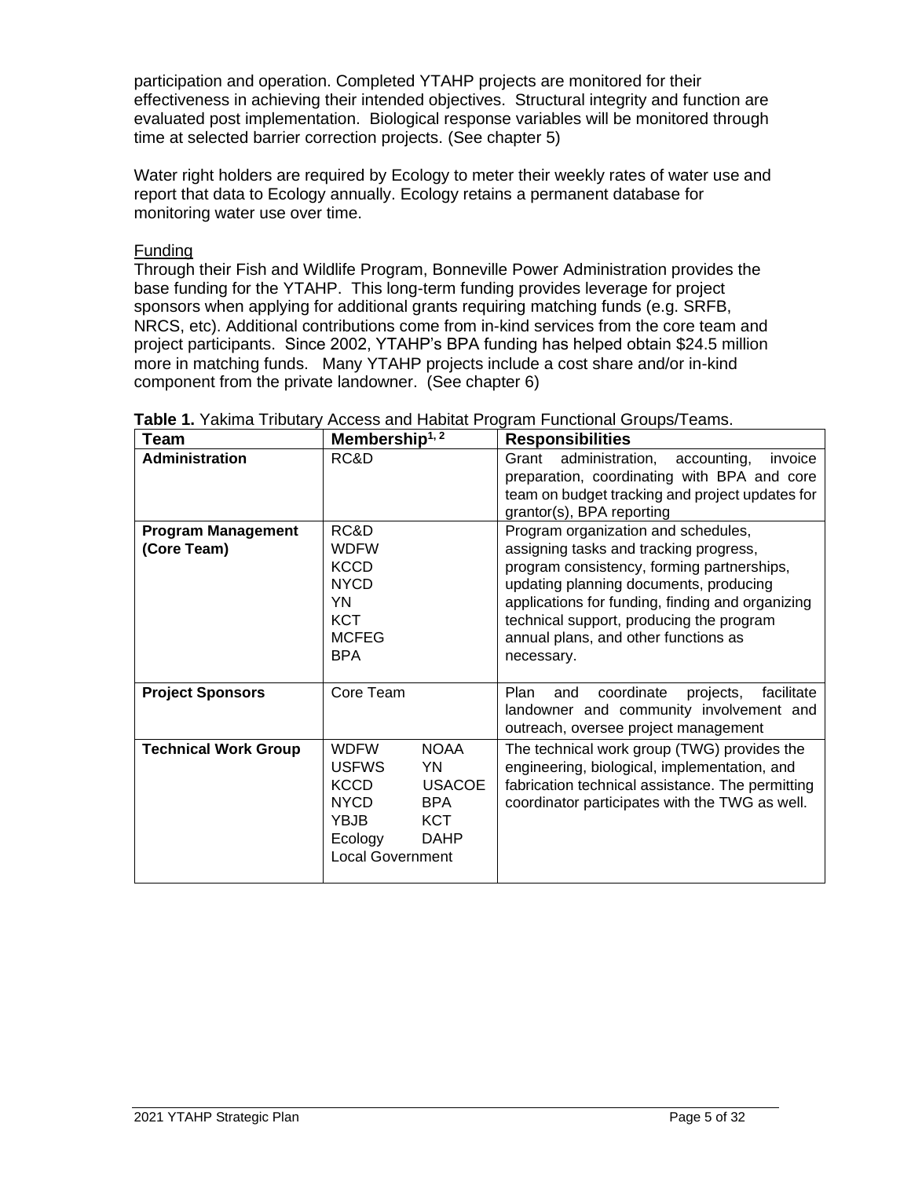participation and operation. Completed YTAHP projects are monitored for their effectiveness in achieving their intended objectives. Structural integrity and function are evaluated post implementation. Biological response variables will be monitored through time at selected barrier correction projects. (See chapter 5)

Water right holders are required by Ecology to meter their weekly rates of water use and report that data to Ecology annually. Ecology retains a permanent database for monitoring water use over time.

Funding

Through their Fish and Wildlife Program, Bonneville Power Administration provides the base funding for the YTAHP. This long-term funding provides leverage for project sponsors when applying for additional grants requiring matching funds (e.g. SRFB, NRCS, etc). Additional contributions come from in-kind services from the core team and project participants. Since 2002, YTAHP's BPA funding has helped obtain $24.5 million more in matching funds. Many YTAHP projects include a cost share and/or in-kind component from the private landowner. (See chapter 6)

**Table 1.** Yakima Tributary Access and Habitat Program Functional Groups/Teams.

| Team | Membership[1, 2] | Responsibilities |
|---|---|---|
| **Administration** | RC&D | Grant administration, accounting, invoice preparation, coordinating with BPA and core team on budget tracking and project updates for grantor(s), BPA reporting |
| **Program Management (Core Team)** | RC&D<br>WDFW<br>KCCD<br>NYCD<br>YN<br>KCT<br>MCFEG<br>BPA | Program organization and schedules, assigning tasks and tracking progress, program consistency, forming partnerships, updating planning documents, producing applications for funding, finding and organizing technical support, producing the program annual plans, and other functions as necessary. |
| **Project Sponsors** | Core Team | Plan and coordinate projects, facilitate landowner and community involvement and outreach, oversee project management |
| **Technical Work Group** | WDFW NOAA<br>USFWS YN<br>KCCD USACOE<br>NYCD BPA<br>YBJB KCT<br>Ecology DAHP<br>Local Government | The technical work group (TWG) provides the engineering, biological, implementation, and fabrication technical assistance. The permitting coordinator participates with the TWG as well. |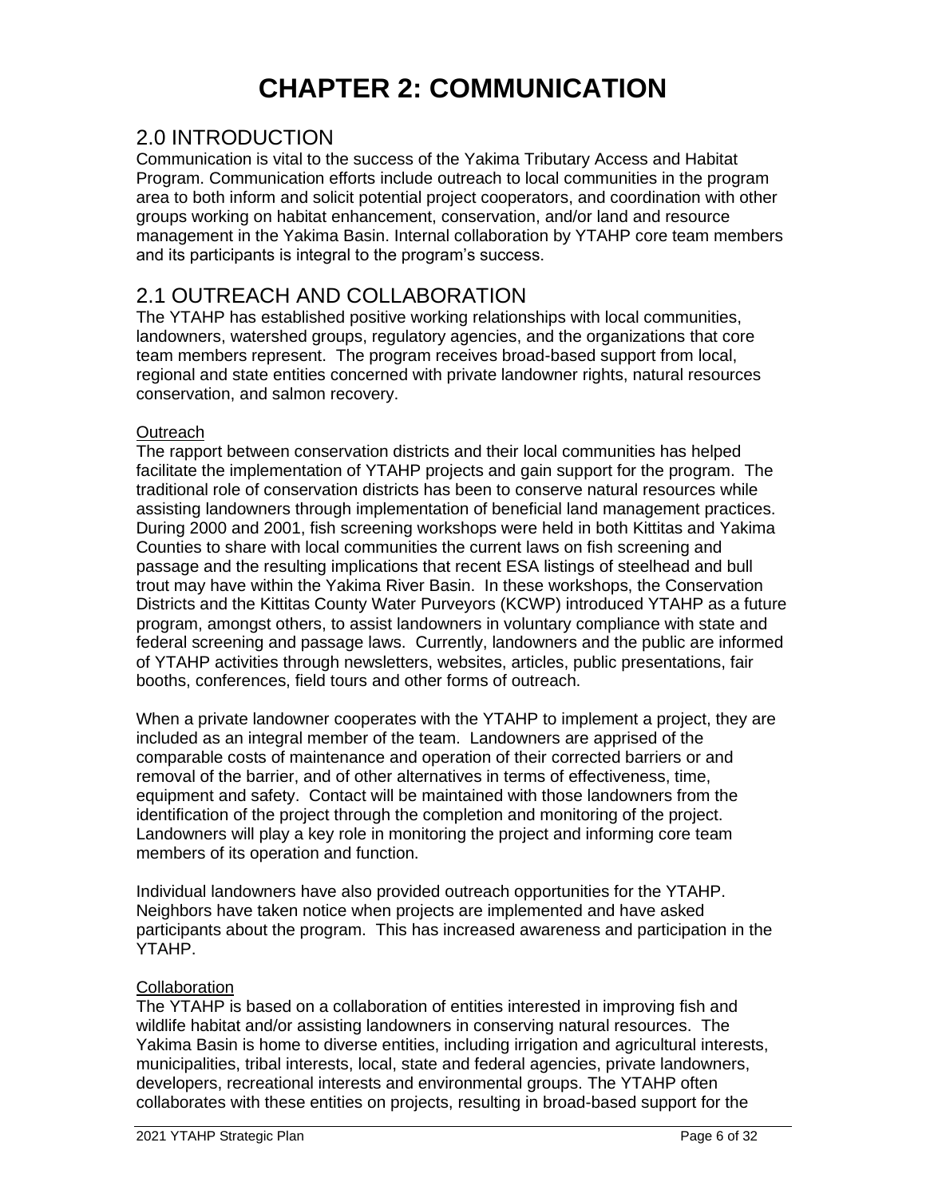# CHAPTER 2: COMMUNICATION

## 2.0 INTRODUCTION

Communication is vital to the success of the Yakima Tributary Access and Habitat Program. Communication efforts include outreach to local communities in the program area to both inform and solicit potential project cooperators, and coordination with other groups working on habitat enhancement, conservation, and/or land and resource management in the Yakima Basin. Internal collaboration by YTAHP core team members and its participants is integral to the program's success.

## 2.1 OUTREACH AND COLLABORATION

The YTAHP has established positive working relationships with local communities, landowners, watershed groups, regulatory agencies, and the organizations that core team members represent. The program receives broad-based support from local, regional and state entities concerned with private landowner rights, natural resources conservation, and salmon recovery.

### Outreach

The rapport between conservation districts and their local communities has helped facilitate the implementation of YTAHP projects and gain support for the program. The traditional role of conservation districts has been to conserve natural resources while assisting landowners through implementation of beneficial land management practices. During 2000 and 2001, fish screening workshops were held in both Kittitas and Yakima Counties to share with local communities the current laws on fish screening and passage and the resulting implications that recent ESA listings of steelhead and bull trout may have within the Yakima River Basin. In these workshops, the Conservation Districts and the Kittitas County Water Purveyors (KCWP) introduced YTAHP as a future program, amongst others, to assist landowners in voluntary compliance with state and federal screening and passage laws. Currently, landowners and the public are informed of YTAHP activities through newsletters, websites, articles, public presentations, fair booths, conferences, field tours and other forms of outreach.

When a private landowner cooperates with the YTAHP to implement a project, they are included as an integral member of the team. Landowners are apprised of the comparable costs of maintenance and operation of their corrected barriers or and removal of the barrier, and of other alternatives in terms of effectiveness, time, equipment and safety. Contact will be maintained with those landowners from the identification of the project through the completion and monitoring of the project. Landowners will play a key role in monitoring the project and informing core team members of its operation and function.

Individual landowners have also provided outreach opportunities for the YTAHP. Neighbors have taken notice when projects are implemented and have asked participants about the program. This has increased awareness and participation in the YTAHP.

### Collaboration

The YTAHP is based on a collaboration of entities interested in improving fish and wildlife habitat and/or assisting landowners in conserving natural resources. The Yakima Basin is home to diverse entities, including irrigation and agricultural interests, municipalities, tribal interests, local, state and federal agencies, private landowners, developers, recreational interests and environmental groups. The YTAHP often collaborates with these entities on projects, resulting in broad-based support for the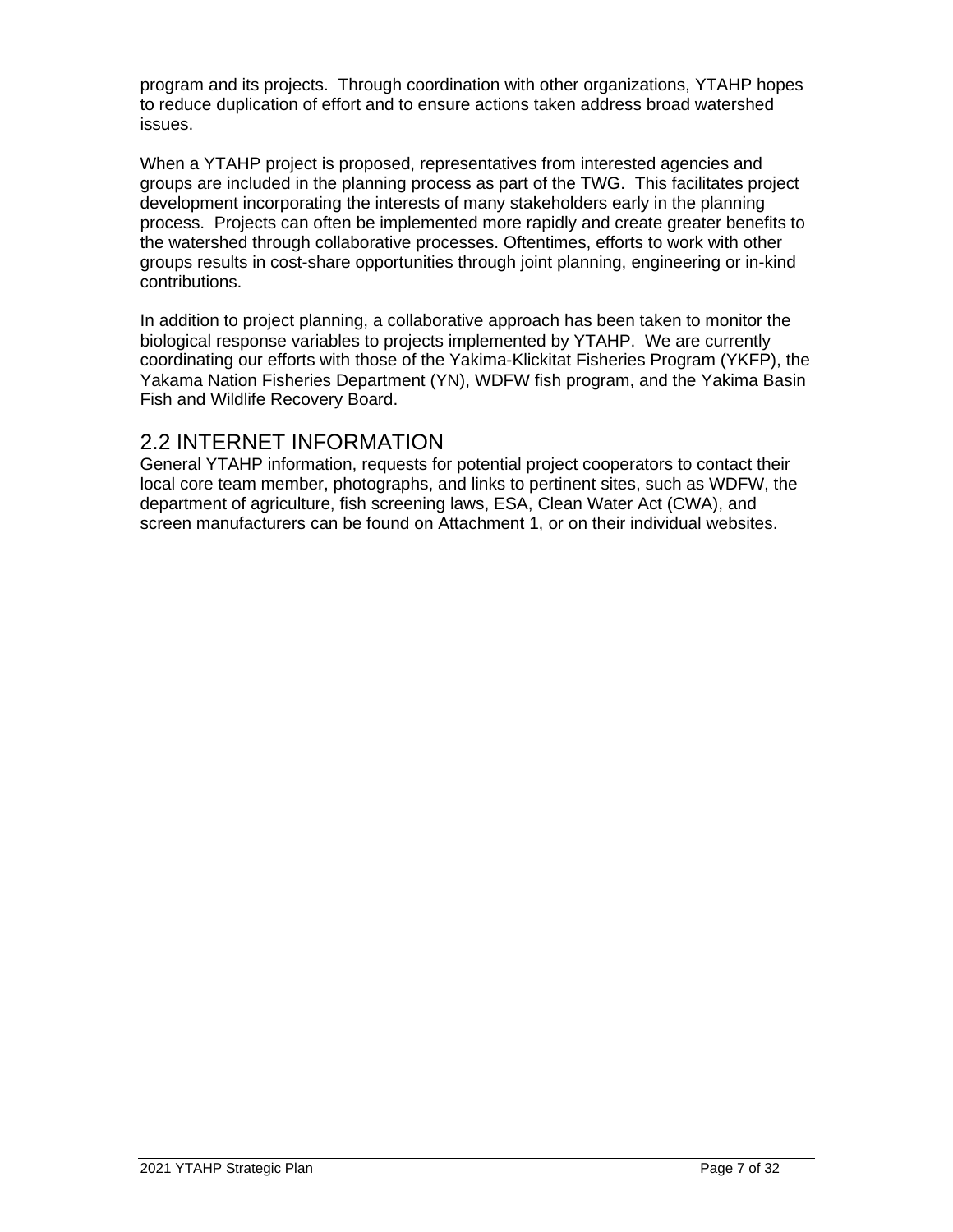program and its projects. Through coordination with other organizations, YTAHP hopes to reduce duplication of effort and to ensure actions taken address broad watershed issues.

When a YTAHP project is proposed, representatives from interested agencies and groups are included in the planning process as part of the TWG. This facilitates project development incorporating the interests of many stakeholders early in the planning process. Projects can often be implemented more rapidly and create greater benefits to the watershed through collaborative processes. Oftentimes, efforts to work with other groups results in cost-share opportunities through joint planning, engineering or in-kind contributions.

In addition to project planning, a collaborative approach has been taken to monitor the biological response variables to projects implemented by YTAHP. We are currently coordinating our efforts with those of the Yakima-Klickitat Fisheries Program (YKFP), the Yakama Nation Fisheries Department (YN), WDFW fish program, and the Yakima Basin Fish and Wildlife Recovery Board.

## 2.2 INTERNET INFORMATION

General YTAHP information, requests for potential project cooperators to contact their local core team member, photographs, and links to pertinent sites, such as WDFW, the department of agriculture, fish screening laws, ESA, Clean Water Act (CWA), and screen manufacturers can be found on Attachment 1, or on their individual websites.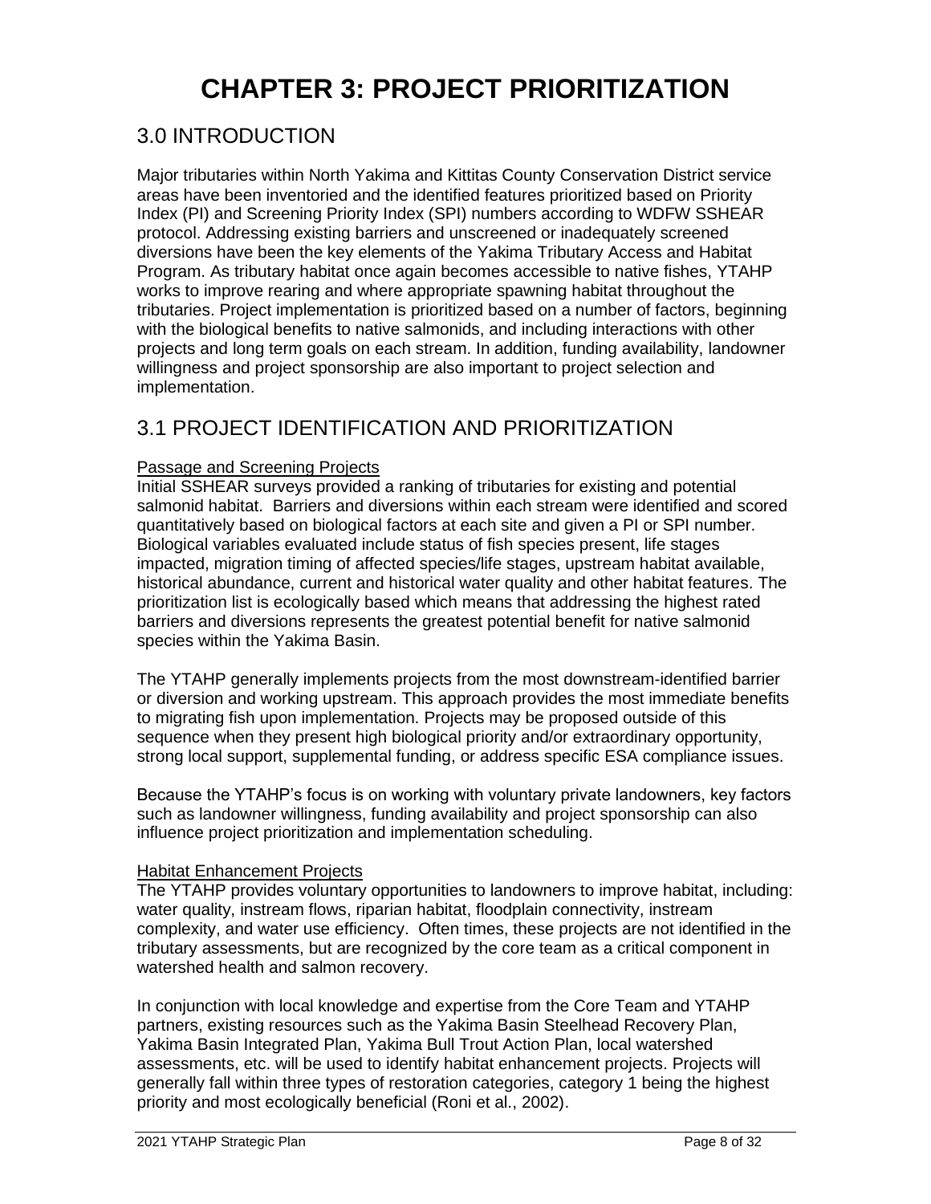# CHAPTER 3: PROJECT PRIORITIZATION

## 3.0 INTRODUCTION

Major tributaries within North Yakima and Kittitas County Conservation District service areas have been inventoried and the identified features prioritized based on Priority Index (PI) and Screening Priority Index (SPI) numbers according to WDFW SSHEAR protocol. Addressing existing barriers and unscreened or inadequately screened diversions have been the key elements of the Yakima Tributary Access and Habitat Program. As tributary habitat once again becomes accessible to native fishes, YTAHP works to improve rearing and where appropriate spawning habitat throughout the tributaries. Project implementation is prioritized based on a number of factors, beginning with the biological benefits to native salmonids, and including interactions with other projects and long term goals on each stream. In addition, funding availability, landowner willingness and project sponsorship are also important to project selection and implementation.

## 3.1 PROJECT IDENTIFICATION AND PRIORITIZATION

Passage and Screening Projects

Initial SSHEAR surveys provided a ranking of tributaries for existing and potential salmonid habitat. Barriers and diversions within each stream were identified and scored quantitatively based on biological factors at each site and given a PI or SPI number. Biological variables evaluated include status of fish species present, life stages impacted, migration timing of affected species/life stages, upstream habitat available, historical abundance, current and historical water quality and other habitat features. The prioritization list is ecologically based which means that addressing the highest rated barriers and diversions represents the greatest potential benefit for native salmonid species within the Yakima Basin.

The YTAHP generally implements projects from the most downstream-identified barrier or diversion and working upstream. This approach provides the most immediate benefits to migrating fish upon implementation. Projects may be proposed outside of this sequence when they present high biological priority and/or extraordinary opportunity, strong local support, supplemental funding, or address specific ESA compliance issues.

Because the YTAHP's focus is on working with voluntary private landowners, key factors such as landowner willingness, funding availability and project sponsorship can also influence project prioritization and implementation scheduling.

Habitat Enhancement Projects

The YTAHP provides voluntary opportunities to landowners to improve habitat, including: water quality, instream flows, riparian habitat, floodplain connectivity, instream complexity, and water use efficiency. Often times, these projects are not identified in the tributary assessments, but are recognized by the core team as a critical component in watershed health and salmon recovery.

In conjunction with local knowledge and expertise from the Core Team and YTAHP partners, existing resources such as the Yakima Basin Steelhead Recovery Plan, Yakima Basin Integrated Plan, Yakima Bull Trout Action Plan, local watershed assessments, etc. will be used to identify habitat enhancement projects. Projects will generally fall within three types of restoration categories, category 1 being the highest priority and most ecologically beneficial (Roni et al., 2002).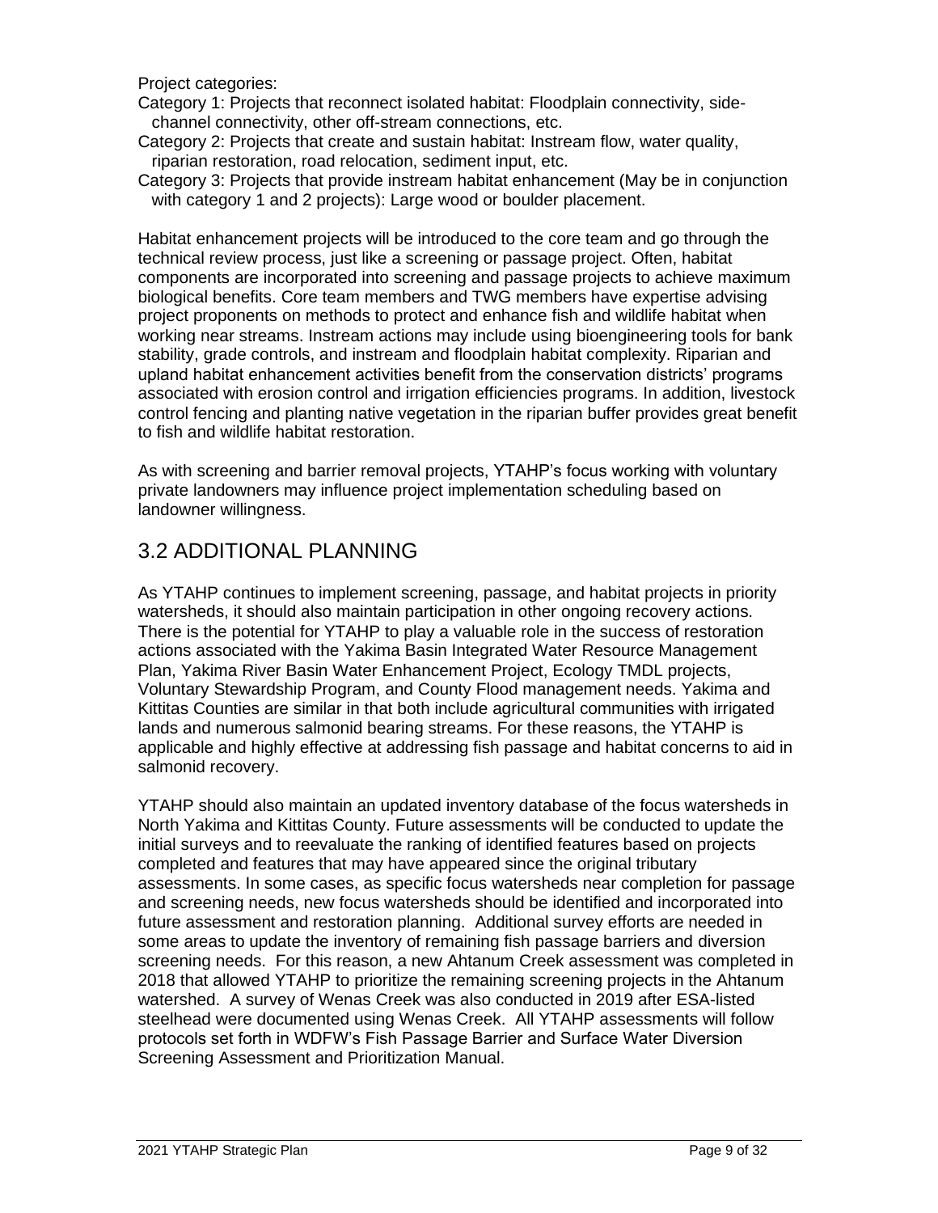Project categories:

Category 1: Projects that reconnect isolated habitat: Floodplain connectivity, side-channel connectivity, other off-stream connections, etc.

Category 2: Projects that create and sustain habitat: Instream flow, water quality, riparian restoration, road relocation, sediment input, etc.

Category 3: Projects that provide instream habitat enhancement (May be in conjunction with category 1 and 2 projects): Large wood or boulder placement.

Habitat enhancement projects will be introduced to the core team and go through the technical review process, just like a screening or passage project. Often, habitat components are incorporated into screening and passage projects to achieve maximum biological benefits. Core team members and TWG members have expertise advising project proponents on methods to protect and enhance fish and wildlife habitat when working near streams. Instream actions may include using bioengineering tools for bank stability, grade controls, and instream and floodplain habitat complexity. Riparian and upland habitat enhancement activities benefit from the conservation districts' programs associated with erosion control and irrigation efficiencies programs. In addition, livestock control fencing and planting native vegetation in the riparian buffer provides great benefit to fish and wildlife habitat restoration.

As with screening and barrier removal projects, YTAHP's focus working with voluntary private landowners may influence project implementation scheduling based on landowner willingness.

## 3.2 ADDITIONAL PLANNING

As YTAHP continues to implement screening, passage, and habitat projects in priority watersheds, it should also maintain participation in other ongoing recovery actions. There is the potential for YTAHP to play a valuable role in the success of restoration actions associated with the Yakima Basin Integrated Water Resource Management Plan, Yakima River Basin Water Enhancement Project, Ecology TMDL projects, Voluntary Stewardship Program, and County Flood management needs. Yakima and Kittitas Counties are similar in that both include agricultural communities with irrigated lands and numerous salmonid bearing streams. For these reasons, the YTAHP is applicable and highly effective at addressing fish passage and habitat concerns to aid in salmonid recovery.

YTAHP should also maintain an updated inventory database of the focus watersheds in North Yakima and Kittitas County. Future assessments will be conducted to update the initial surveys and to reevaluate the ranking of identified features based on projects completed and features that may have appeared since the original tributary assessments. In some cases, as specific focus watersheds near completion for passage and screening needs, new focus watersheds should be identified and incorporated into future assessment and restoration planning. Additional survey efforts are needed in some areas to update the inventory of remaining fish passage barriers and diversion screening needs. For this reason, a new Ahtanum Creek assessment was completed in 2018 that allowed YTAHP to prioritize the remaining screening projects in the Ahtanum watershed. A survey of Wenas Creek was also conducted in 2019 after ESA-listed steelhead were documented using Wenas Creek. All YTAHP assessments will follow protocols set forth in WDFW's Fish Passage Barrier and Surface Water Diversion Screening Assessment and Prioritization Manual.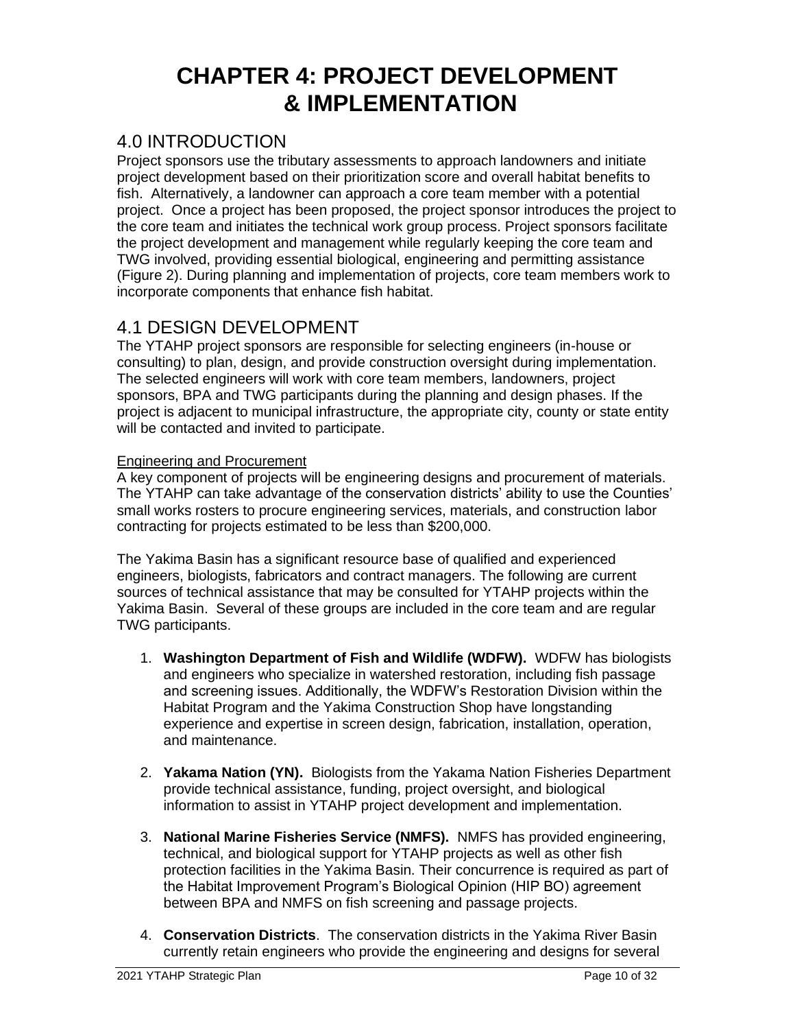# CHAPTER 4: PROJECT DEVELOPMENT & IMPLEMENTATION

## 4.0 INTRODUCTION

Project sponsors use the tributary assessments to approach landowners and initiate project development based on their prioritization score and overall habitat benefits to fish. Alternatively, a landowner can approach a core team member with a potential project. Once a project has been proposed, the project sponsor introduces the project to the core team and initiates the technical work group process. Project sponsors facilitate the project development and management while regularly keeping the core team and TWG involved, providing essential biological, engineering and permitting assistance (Figure 2). During planning and implementation of projects, core team members work to incorporate components that enhance fish habitat.

## 4.1 DESIGN DEVELOPMENT

The YTAHP project sponsors are responsible for selecting engineers (in-house or consulting) to plan, design, and provide construction oversight during implementation. The selected engineers will work with core team members, landowners, project sponsors, BPA and TWG participants during the planning and design phases. If the project is adjacent to municipal infrastructure, the appropriate city, county or state entity will be contacted and invited to participate.

<u>Engineering and Procurement</u>

A key component of projects will be engineering designs and procurement of materials. The YTAHP can take advantage of the conservation districts' ability to use the Counties' small works rosters to procure engineering services, materials, and construction labor contracting for projects estimated to be less than $200,000.

The Yakima Basin has a significant resource base of qualified and experienced engineers, biologists, fabricators and contract managers. The following are current sources of technical assistance that may be consulted for YTAHP projects within the Yakima Basin. Several of these groups are included in the core team and are regular TWG participants.

1. **Washington Department of Fish and Wildlife (WDFW).** WDFW has biologists and engineers who specialize in watershed restoration, including fish passage and screening issues. Additionally, the WDFW's Restoration Division within the Habitat Program and the Yakima Construction Shop have longstanding experience and expertise in screen design, fabrication, installation, operation, and maintenance.

2. **Yakama Nation (YN).** Biologists from the Yakama Nation Fisheries Department provide technical assistance, funding, project oversight, and biological information to assist in YTAHP project development and implementation.

3. **National Marine Fisheries Service (NMFS).** NMFS has provided engineering, technical, and biological support for YTAHP projects as well as other fish protection facilities in the Yakima Basin. Their concurrence is required as part of the Habitat Improvement Program's Biological Opinion (HIP BO) agreement between BPA and NMFS on fish screening and passage projects.

4. **Conservation Districts**. The conservation districts in the Yakima River Basin currently retain engineers who provide the engineering and designs for several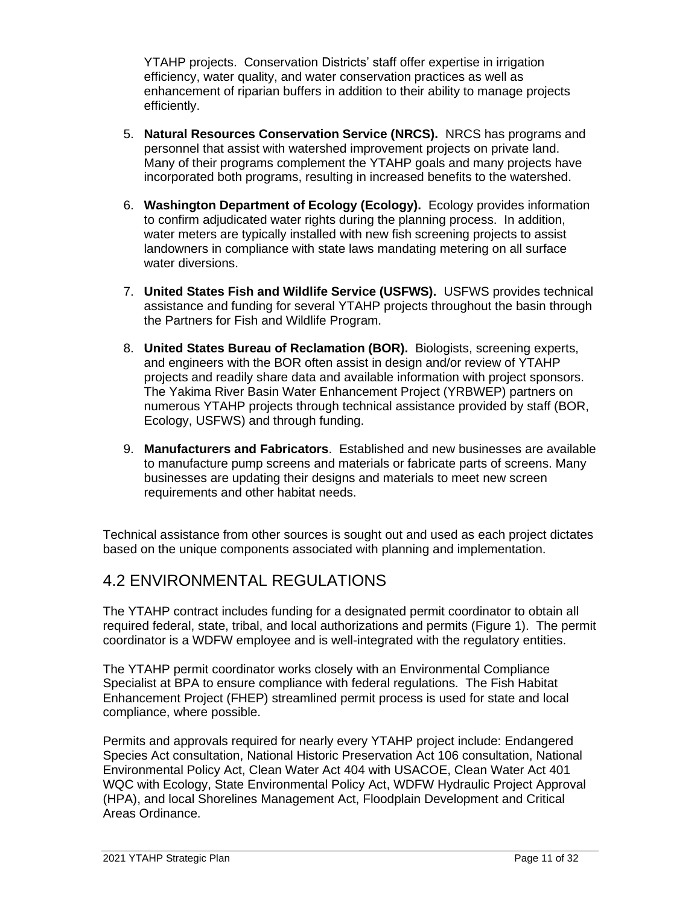YTAHP projects. Conservation Districts' staff offer expertise in irrigation efficiency, water quality, and water conservation practices as well as enhancement of riparian buffers in addition to their ability to manage projects efficiently.

5. **Natural Resources Conservation Service (NRCS).** NRCS has programs and personnel that assist with watershed improvement projects on private land. Many of their programs complement the YTAHP goals and many projects have incorporated both programs, resulting in increased benefits to the watershed.

6. **Washington Department of Ecology (Ecology).** Ecology provides information to confirm adjudicated water rights during the planning process. In addition, water meters are typically installed with new fish screening projects to assist landowners in compliance with state laws mandating metering on all surface water diversions.

7. **United States Fish and Wildlife Service (USFWS).** USFWS provides technical assistance and funding for several YTAHP projects throughout the basin through the Partners for Fish and Wildlife Program.

8. **United States Bureau of Reclamation (BOR).** Biologists, screening experts, and engineers with the BOR often assist in design and/or review of YTAHP projects and readily share data and available information with project sponsors. The Yakima River Basin Water Enhancement Project (YRBWEP) partners on numerous YTAHP projects through technical assistance provided by staff (BOR, Ecology, USFWS) and through funding.

9. **Manufacturers and Fabricators**. Established and new businesses are available to manufacture pump screens and materials or fabricate parts of screens. Many businesses are updating their designs and materials to meet new screen requirements and other habitat needs.

Technical assistance from other sources is sought out and used as each project dictates based on the unique components associated with planning and implementation.

## 4.2 ENVIRONMENTAL REGULATIONS

The YTAHP contract includes funding for a designated permit coordinator to obtain all required federal, state, tribal, and local authorizations and permits (Figure 1). The permit coordinator is a WDFW employee and is well-integrated with the regulatory entities.

The YTAHP permit coordinator works closely with an Environmental Compliance Specialist at BPA to ensure compliance with federal regulations. The Fish Habitat Enhancement Project (FHEP) streamlined permit process is used for state and local compliance, where possible.

Permits and approvals required for nearly every YTAHP project include: Endangered Species Act consultation, National Historic Preservation Act 106 consultation, National Environmental Policy Act, Clean Water Act 404 with USACOE, Clean Water Act 401 WQC with Ecology, State Environmental Policy Act, WDFW Hydraulic Project Approval (HPA), and local Shorelines Management Act, Floodplain Development and Critical Areas Ordinance.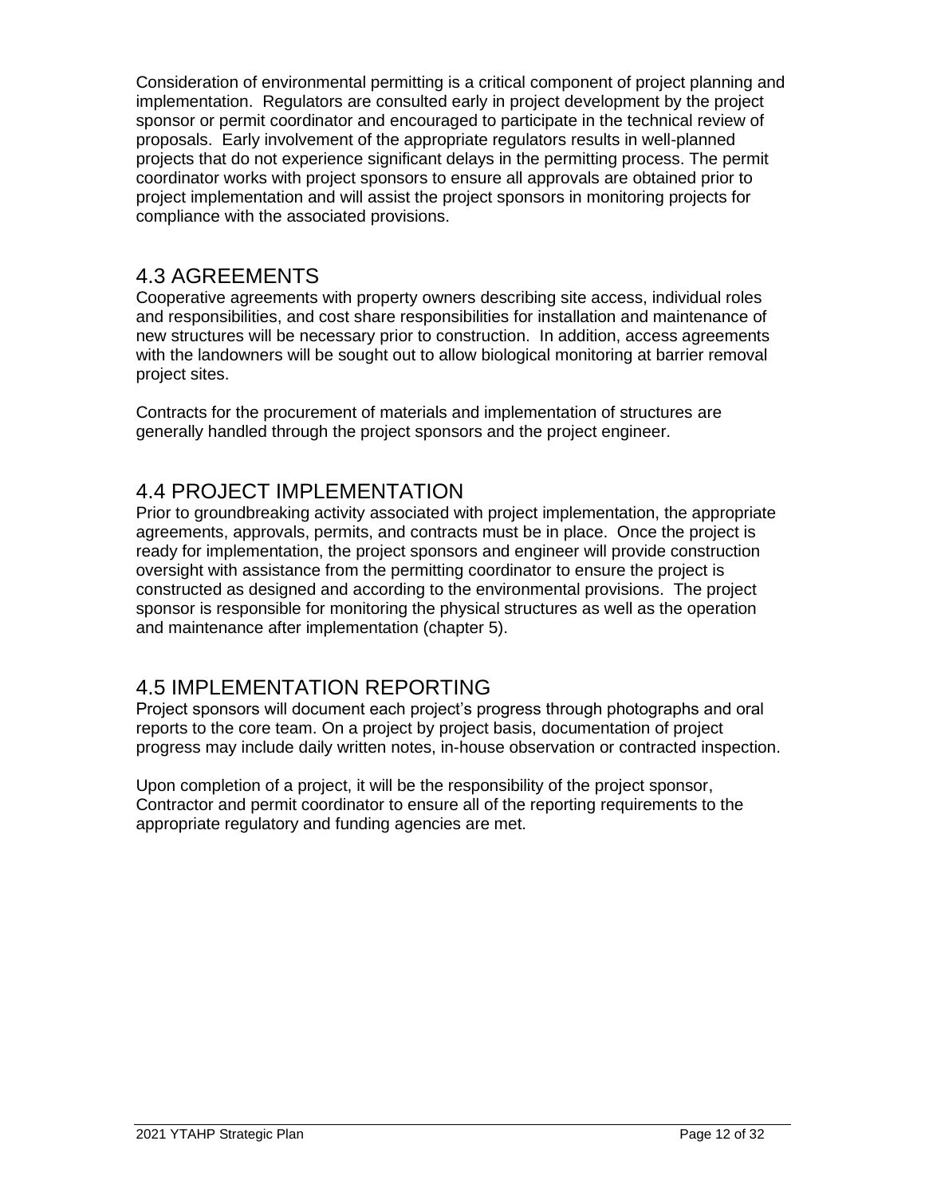Consideration of environmental permitting is a critical component of project planning and implementation. Regulators are consulted early in project development by the project sponsor or permit coordinator and encouraged to participate in the technical review of proposals. Early involvement of the appropriate regulators results in well-planned projects that do not experience significant delays in the permitting process. The permit coordinator works with project sponsors to ensure all approvals are obtained prior to project implementation and will assist the project sponsors in monitoring projects for compliance with the associated provisions.

## 4.3 AGREEMENTS

Cooperative agreements with property owners describing site access, individual roles and responsibilities, and cost share responsibilities for installation and maintenance of new structures will be necessary prior to construction. In addition, access agreements with the landowners will be sought out to allow biological monitoring at barrier removal project sites.

Contracts for the procurement of materials and implementation of structures are generally handled through the project sponsors and the project engineer.

## 4.4 PROJECT IMPLEMENTATION

Prior to groundbreaking activity associated with project implementation, the appropriate agreements, approvals, permits, and contracts must be in place. Once the project is ready for implementation, the project sponsors and engineer will provide construction oversight with assistance from the permitting coordinator to ensure the project is constructed as designed and according to the environmental provisions. The project sponsor is responsible for monitoring the physical structures as well as the operation and maintenance after implementation (chapter 5).

## 4.5 IMPLEMENTATION REPORTING

Project sponsors will document each project's progress through photographs and oral reports to the core team. On a project by project basis, documentation of project progress may include daily written notes, in-house observation or contracted inspection.

Upon completion of a project, it will be the responsibility of the project sponsor, Contractor and permit coordinator to ensure all of the reporting requirements to the appropriate regulatory and funding agencies are met.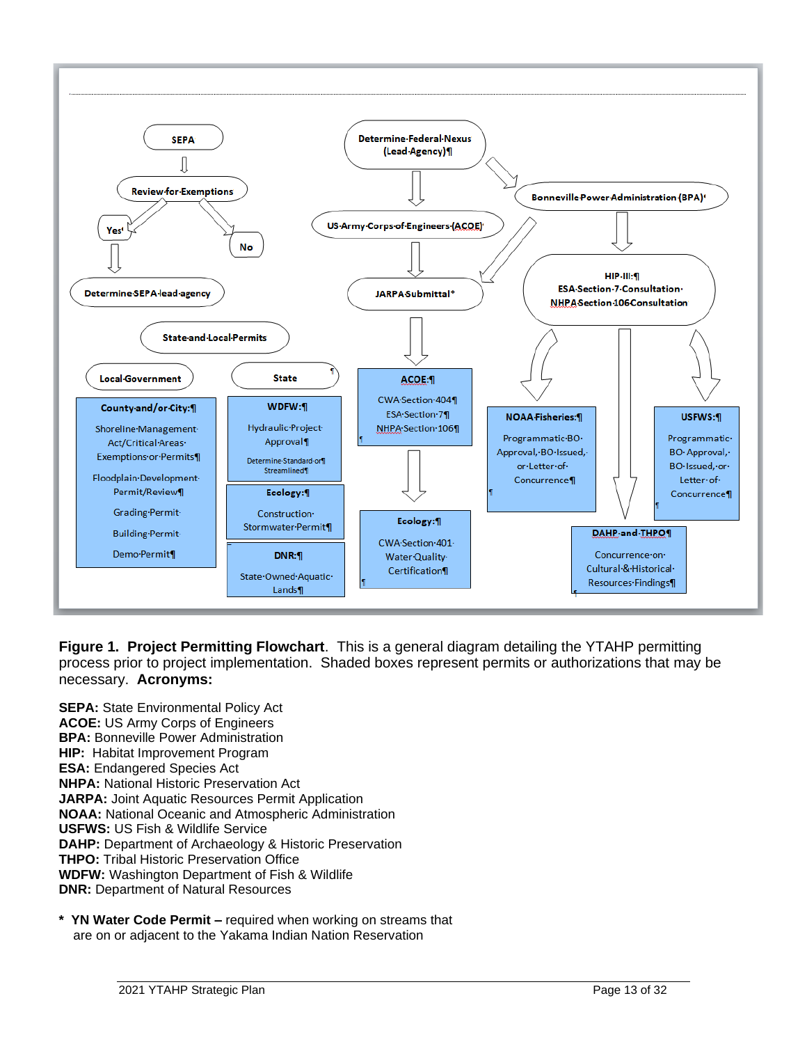SEPA

Review for Exemptions

Yes

No

Determine SEPA lead agency

State and Local Permits

Local Government

State

**County and/or City:**

Shoreline Management Act/Critical Areas Exemptions or Permits

Floodplain Development Permit/Review

Grading Permit

Building Permit

Demo Permit

**WDFW:**

Hydraulic Project Approval

Determine Standard or Streamlined

**Ecology:**

Construction Stormwater Permit

**DNR:**

State Owned Aquatic Lands

Determine Federal Nexus (Lead Agency)

US Army Corps of Engineers (ACOE)

JARPA Submittal*

**ACOE:**

CWA Section 404

ESA Section 7

NHPA Section 106

**Ecology:**

CWA Section 401 Water Quality Certification

Bonneville Power Administration (BPA)

HIP III:

ESA Section 7 Consultation

NHPA Section 106 Consultation

**NOAA Fisheries:**

Programmatic BO Approval, BO Issued, or Letter of Concurrence

**USFWS:**

Programmatic BO Approval, BO Issued, or Letter of Concurrence

**DAHP and THPO**

Concurrence on Cultural & Historical Resources Findings

**Figure 1. Project Permitting Flowchart**. This is a general diagram detailing the YTAHP permitting process prior to project implementation. Shaded boxes represent permits or authorizations that may be necessary. **Acronyms:**

**SEPA:** State Environmental Policy Act
**ACOE:** US Army Corps of Engineers
**BPA:** Bonneville Power Administration
**HIP:** Habitat Improvement Program
**ESA:** Endangered Species Act
**NHPA:** National Historic Preservation Act
**JARPA:** Joint Aquatic Resources Permit Application
**NOAA:** National Oceanic and Atmospheric Administration
**USFWS:** US Fish & Wildlife Service
**DAHP:** Department of Archaeology & Historic Preservation
**THPO:** Tribal Historic Preservation Office
**WDFW:** Washington Department of Fish & Wildlife
**DNR:** Department of Natural Resources

\* **YN Water Code Permit –** required when working on streams that are on or adjacent to the Yakama Indian Nation Reservation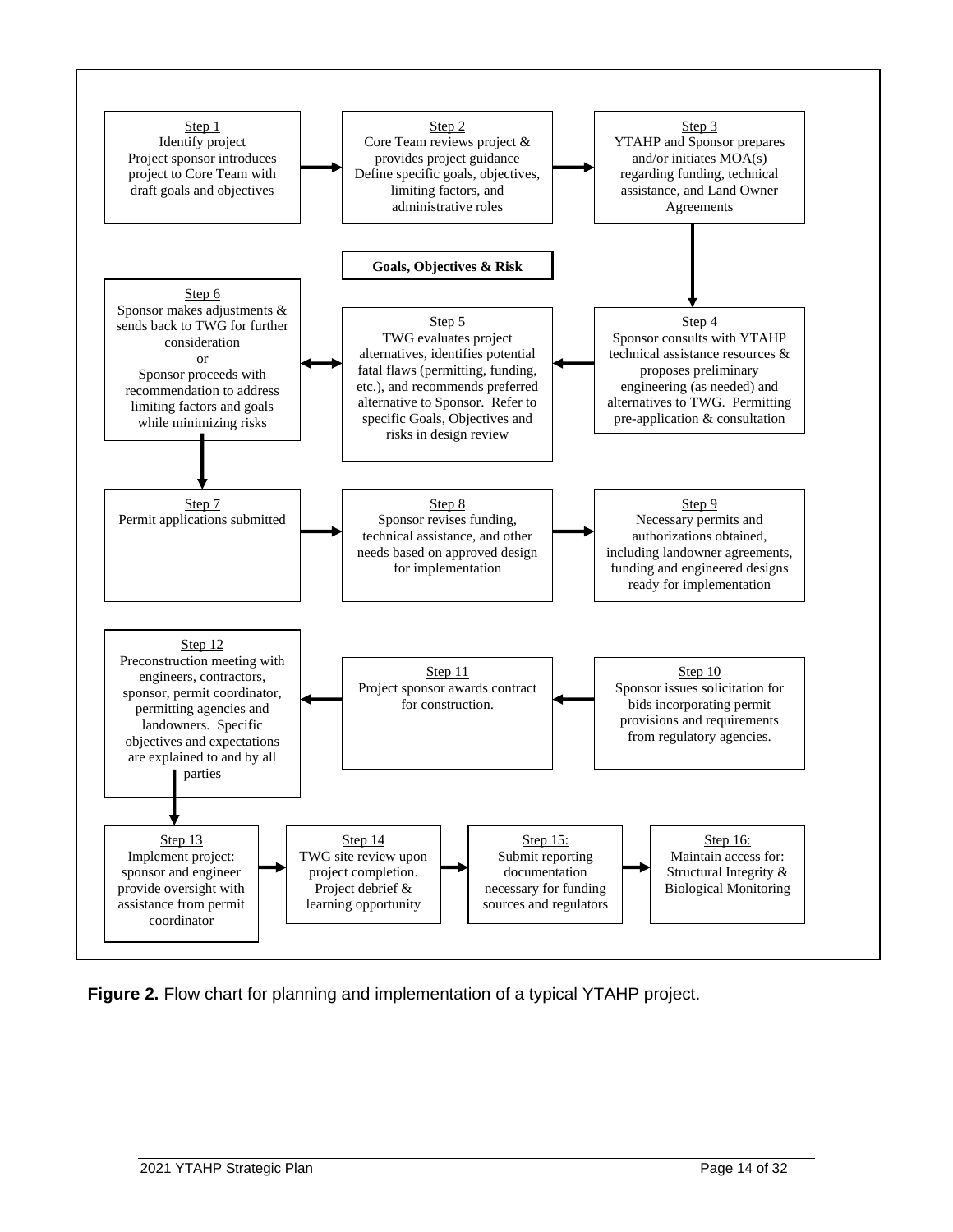**Step 1**
Identify project
Project sponsor introduces project to Core Team with draft goals and objectives

**Step 2**
Core Team reviews project & provides project guidance
Define specific goals, objectives, limiting factors, and administrative roles

**Step 3**
YTAHP and Sponsor prepares and/or initiates MOA(s) regarding funding, technical assistance, and Land Owner Agreements

**Goals, Objectives & Risk**

**Step 4**
Sponsor consults with YTAHP technical assistance resources & proposes preliminary engineering (as needed) and alternatives to TWG. Permitting pre-application & consultation

**Step 5**
TWG evaluates project alternatives, identifies potential fatal flaws (permitting, funding, etc.), and recommends preferred alternative to Sponsor. Refer to specific Goals, Objectives and risks in design review

**Step 6**
Sponsor makes adjustments & sends back to TWG for further consideration
or
Sponsor proceeds with recommendation to address limiting factors and goals while minimizing risks

**Step 7**
Permit applications submitted

**Step 8**
Sponsor revises funding, technical assistance, and other needs based on approved design for implementation

**Step 9**
Necessary permits and authorizations obtained, including landowner agreements, funding and engineered designs ready for implementation

**Step 10**
Sponsor issues solicitation for bids incorporating permit provisions and requirements from regulatory agencies.

**Step 11**
Project sponsor awards contract for construction.

**Step 12**
Preconstruction meeting with engineers, contractors, sponsor, permit coordinator, permitting agencies and landowners. Specific objectives and expectations are explained to and by all parties

**Step 13**
Implement project: sponsor and engineer provide oversight with assistance from permit coordinator

**Step 14**
TWG site review upon project completion. Project debrief & learning opportunity

**Step 15:**
Submit reporting documentation necessary for funding sources and regulators

**Step 16:**
Maintain access for: Structural Integrity & Biological Monitoring

**Figure 2.** Flow chart for planning and implementation of a typical YTAHP project.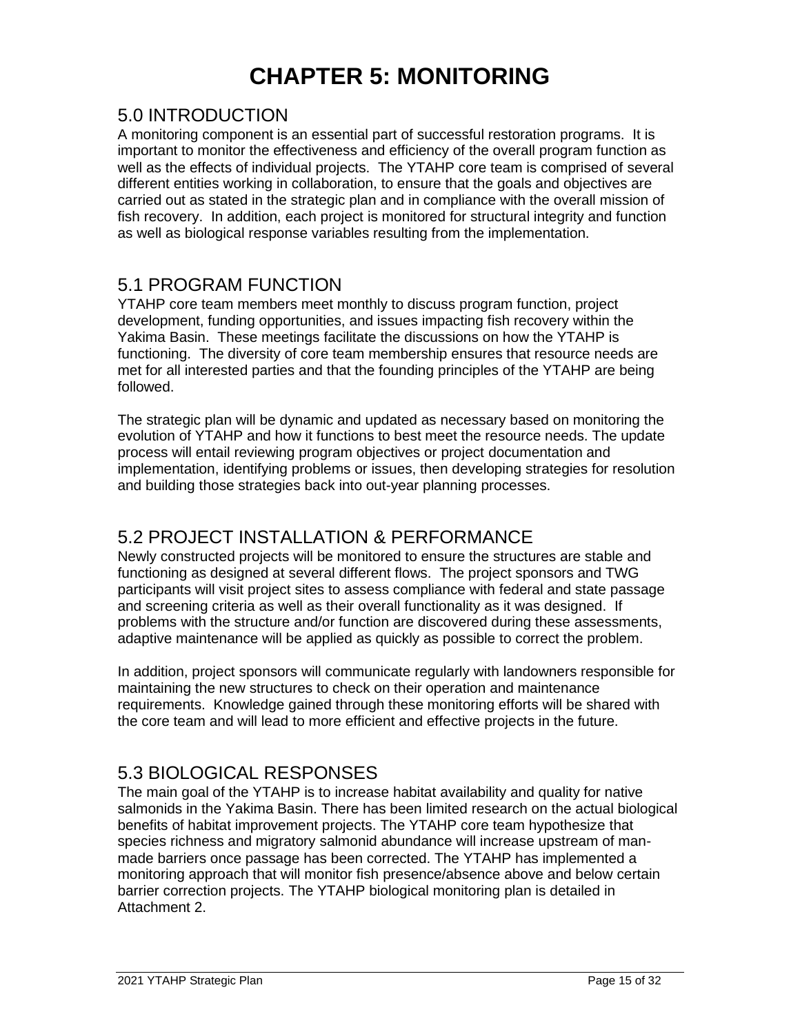# CHAPTER 5: MONITORING

## 5.0 INTRODUCTION

A monitoring component is an essential part of successful restoration programs. It is important to monitor the effectiveness and efficiency of the overall program function as well as the effects of individual projects. The YTAHP core team is comprised of several different entities working in collaboration, to ensure that the goals and objectives are carried out as stated in the strategic plan and in compliance with the overall mission of fish recovery. In addition, each project is monitored for structural integrity and function as well as biological response variables resulting from the implementation.

## 5.1 PROGRAM FUNCTION

YTAHP core team members meet monthly to discuss program function, project development, funding opportunities, and issues impacting fish recovery within the Yakima Basin. These meetings facilitate the discussions on how the YTAHP is functioning. The diversity of core team membership ensures that resource needs are met for all interested parties and that the founding principles of the YTAHP are being followed.

The strategic plan will be dynamic and updated as necessary based on monitoring the evolution of YTAHP and how it functions to best meet the resource needs. The update process will entail reviewing program objectives or project documentation and implementation, identifying problems or issues, then developing strategies for resolution and building those strategies back into out-year planning processes.

## 5.2 PROJECT INSTALLATION & PERFORMANCE

Newly constructed projects will be monitored to ensure the structures are stable and functioning as designed at several different flows. The project sponsors and TWG participants will visit project sites to assess compliance with federal and state passage and screening criteria as well as their overall functionality as it was designed. If problems with the structure and/or function are discovered during these assessments, adaptive maintenance will be applied as quickly as possible to correct the problem.

In addition, project sponsors will communicate regularly with landowners responsible for maintaining the new structures to check on their operation and maintenance requirements. Knowledge gained through these monitoring efforts will be shared with the core team and will lead to more efficient and effective projects in the future.

## 5.3 BIOLOGICAL RESPONSES

The main goal of the YTAHP is to increase habitat availability and quality for native salmonids in the Yakima Basin. There has been limited research on the actual biological benefits of habitat improvement projects. The YTAHP core team hypothesize that species richness and migratory salmonid abundance will increase upstream of man-made barriers once passage has been corrected. The YTAHP has implemented a monitoring approach that will monitor fish presence/absence above and below certain barrier correction projects. The YTAHP biological monitoring plan is detailed in Attachment 2.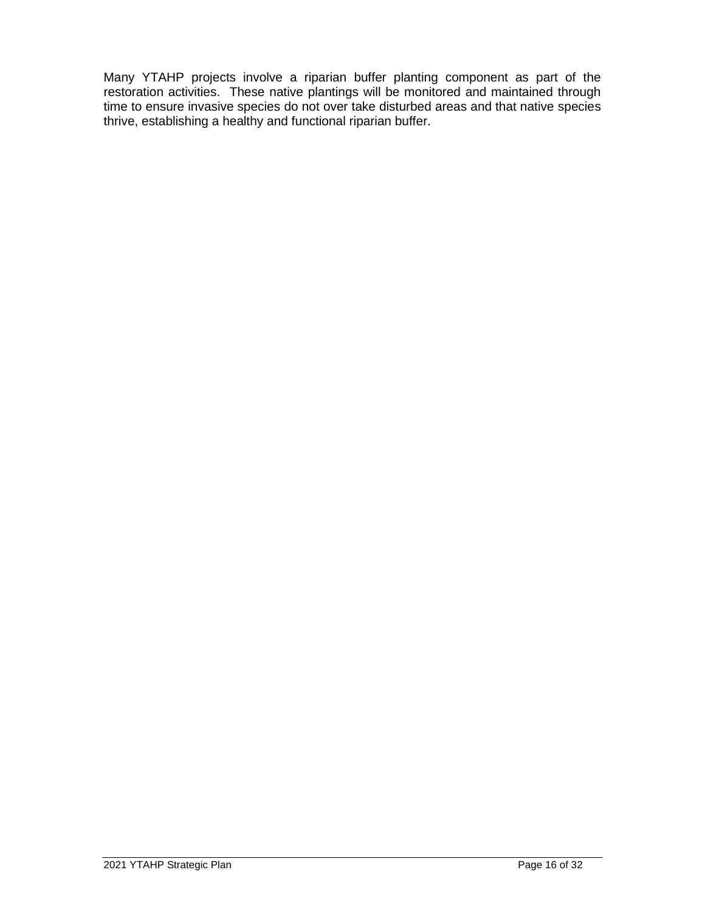Many YTAHP projects involve a riparian buffer planting component as part of the restoration activities. These native plantings will be monitored and maintained through time to ensure invasive species do not over take disturbed areas and that native species thrive, establishing a healthy and functional riparian buffer.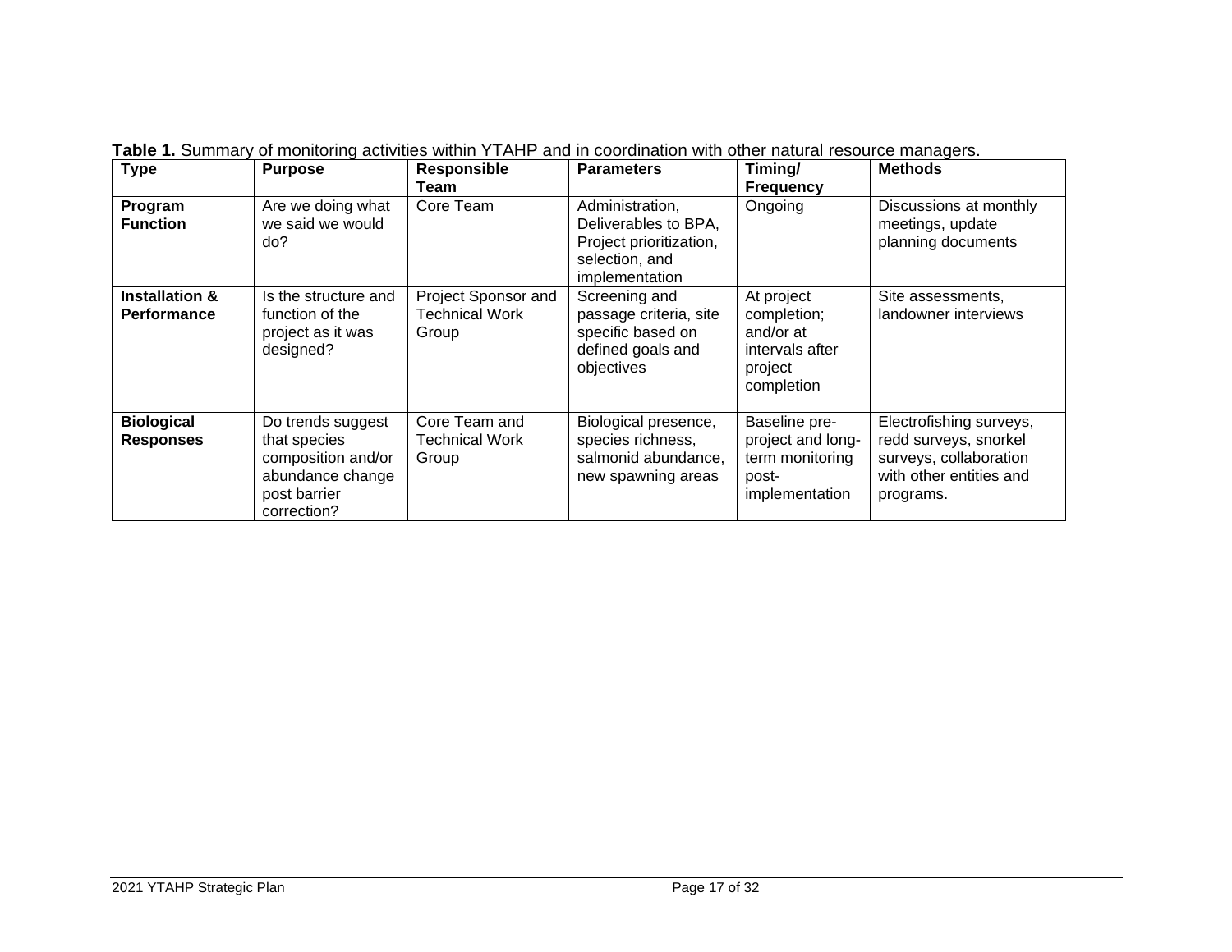**Table 1.** Summary of monitoring activities within YTAHP and in coordination with other natural resource managers.

| Type | Purpose | Responsible Team | Parameters | Timing/ Frequency | Methods |
|---|---|---|---|---|---|
| **Program Function** | Are we doing what we said we would do? | Core Team | Administration, Deliverables to BPA, Project prioritization, selection, and implementation | Ongoing | Discussions at monthly meetings, update planning documents |
| **Installation & Performance** | Is the structure and function of the project as it was designed? | Project Sponsor and Technical Work Group | Screening and passage criteria, site specific based on defined goals and objectives | At project completion; and/or at intervals after project completion | Site assessments, landowner interviews |
| **Biological Responses** | Do trends suggest that species composition and/or abundance change post barrier correction? | Core Team and Technical Work Group | Biological presence, species richness, salmonid abundance, new spawning areas | Baseline pre-project and long-term monitoring post-implementation | Electrofishing surveys, redd surveys, snorkel surveys, collaboration with other entities and programs. |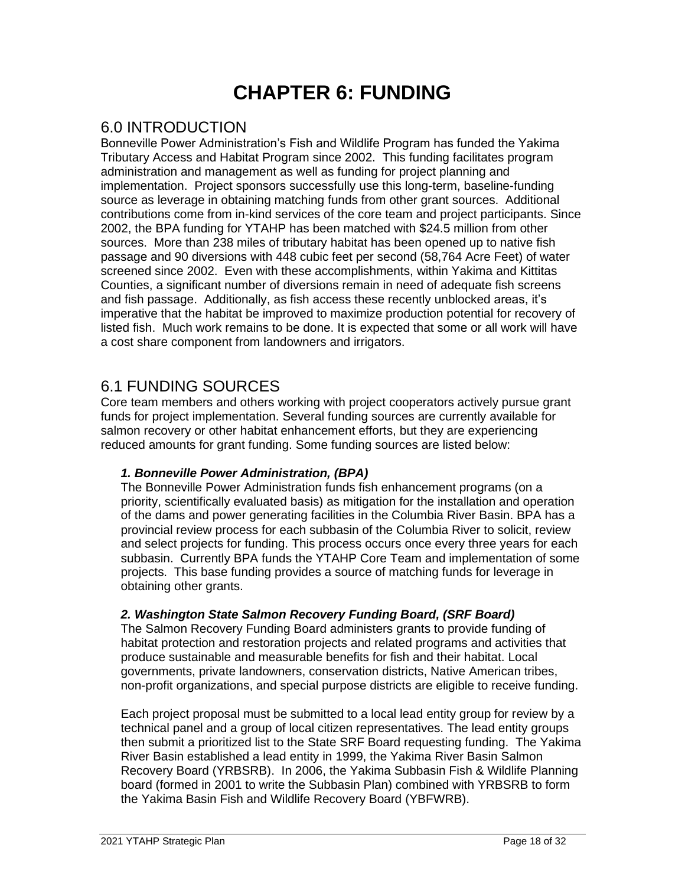# CHAPTER 6: FUNDING

## 6.0 INTRODUCTION

Bonneville Power Administration's Fish and Wildlife Program has funded the Yakima Tributary Access and Habitat Program since 2002. This funding facilitates program administration and management as well as funding for project planning and implementation. Project sponsors successfully use this long-term, baseline-funding source as leverage in obtaining matching funds from other grant sources. Additional contributions come from in-kind services of the core team and project participants. Since 2002, the BPA funding for YTAHP has been matched with $24.5 million from other sources. More than 238 miles of tributary habitat has been opened up to native fish passage and 90 diversions with 448 cubic feet per second (58,764 Acre Feet) of water screened since 2002. Even with these accomplishments, within Yakima and Kittitas Counties, a significant number of diversions remain in need of adequate fish screens and fish passage. Additionally, as fish access these recently unblocked areas, it's imperative that the habitat be improved to maximize production potential for recovery of listed fish. Much work remains to be done. It is expected that some or all work will have a cost share component from landowners and irrigators.

## 6.1 FUNDING SOURCES

Core team members and others working with project cooperators actively pursue grant funds for project implementation. Several funding sources are currently available for salmon recovery or other habitat enhancement efforts, but they are experiencing reduced amounts for grant funding. Some funding sources are listed below:

***1. Bonneville Power Administration, (BPA)***

The Bonneville Power Administration funds fish enhancement programs (on a priority, scientifically evaluated basis) as mitigation for the installation and operation of the dams and power generating facilities in the Columbia River Basin. BPA has a provincial review process for each subbasin of the Columbia River to solicit, review and select projects for funding. This process occurs once every three years for each subbasin. Currently BPA funds the YTAHP Core Team and implementation of some projects. This base funding provides a source of matching funds for leverage in obtaining other grants.

***2. Washington State Salmon Recovery Funding Board, (SRF Board)***

The Salmon Recovery Funding Board administers grants to provide funding of habitat protection and restoration projects and related programs and activities that produce sustainable and measurable benefits for fish and their habitat. Local governments, private landowners, conservation districts, Native American tribes, non-profit organizations, and special purpose districts are eligible to receive funding.

Each project proposal must be submitted to a local lead entity group for review by a technical panel and a group of local citizen representatives. The lead entity groups then submit a prioritized list to the State SRF Board requesting funding. The Yakima River Basin established a lead entity in 1999, the Yakima River Basin Salmon Recovery Board (YRBSRB). In 2006, the Yakima Subbasin Fish & Wildlife Planning board (formed in 2001 to write the Subbasin Plan) combined with YRBSRB to form the Yakima Basin Fish and Wildlife Recovery Board (YBFWRB).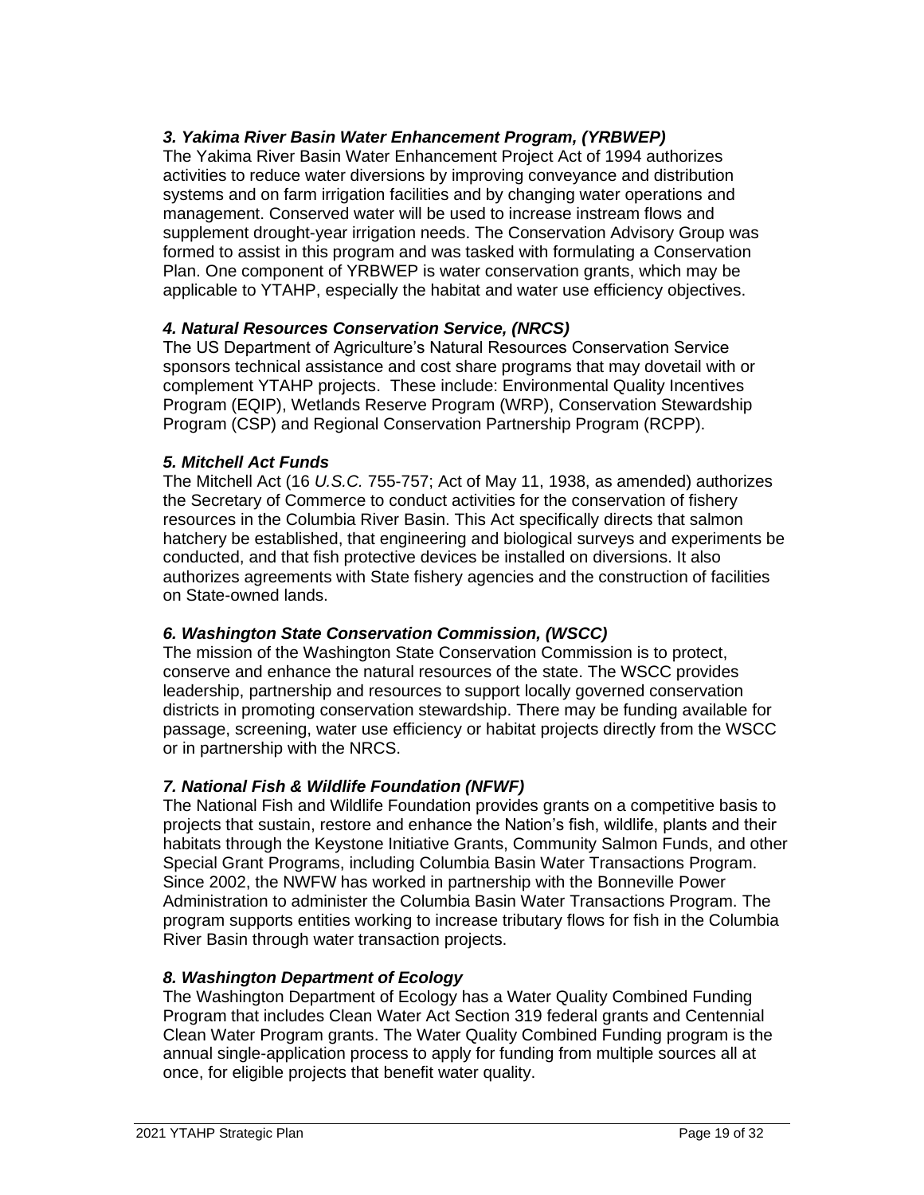### *3. Yakima River Basin Water Enhancement Program, (YRBWEP)*

The Yakima River Basin Water Enhancement Project Act of 1994 authorizes activities to reduce water diversions by improving conveyance and distribution systems and on farm irrigation facilities and by changing water operations and management. Conserved water will be used to increase instream flows and supplement drought-year irrigation needs. The Conservation Advisory Group was formed to assist in this program and was tasked with formulating a Conservation Plan. One component of YRBWEP is water conservation grants, which may be applicable to YTAHP, especially the habitat and water use efficiency objectives.

### *4. Natural Resources Conservation Service, (NRCS)*

The US Department of Agriculture's Natural Resources Conservation Service sponsors technical assistance and cost share programs that may dovetail with or complement YTAHP projects. These include: Environmental Quality Incentives Program (EQIP), Wetlands Reserve Program (WRP), Conservation Stewardship Program (CSP) and Regional Conservation Partnership Program (RCPP).

### *5. Mitchell Act Funds*

The Mitchell Act (16 *U.S.C.* 755-757; Act of May 11, 1938, as amended) authorizes the Secretary of Commerce to conduct activities for the conservation of fishery resources in the Columbia River Basin. This Act specifically directs that salmon hatchery be established, that engineering and biological surveys and experiments be conducted, and that fish protective devices be installed on diversions. It also authorizes agreements with State fishery agencies and the construction of facilities on State-owned lands.

### *6. Washington State Conservation Commission, (WSCC)*

The mission of the Washington State Conservation Commission is to protect, conserve and enhance the natural resources of the state. The WSCC provides leadership, partnership and resources to support locally governed conservation districts in promoting conservation stewardship. There may be funding available for passage, screening, water use efficiency or habitat projects directly from the WSCC or in partnership with the NRCS.

### *7. National Fish & Wildlife Foundation (NFWF)*

The National Fish and Wildlife Foundation provides grants on a competitive basis to projects that sustain, restore and enhance the Nation's fish, wildlife, plants and their habitats through the Keystone Initiative Grants, Community Salmon Funds, and other Special Grant Programs, including Columbia Basin Water Transactions Program. Since 2002, the NWFW has worked in partnership with the Bonneville Power Administration to administer the Columbia Basin Water Transactions Program. The program supports entities working to increase tributary flows for fish in the Columbia River Basin through water transaction projects.

### *8. Washington Department of Ecology*

The Washington Department of Ecology has a Water Quality Combined Funding Program that includes Clean Water Act Section 319 federal grants and Centennial Clean Water Program grants. The Water Quality Combined Funding program is the annual single-application process to apply for funding from multiple sources all at once, for eligible projects that benefit water quality.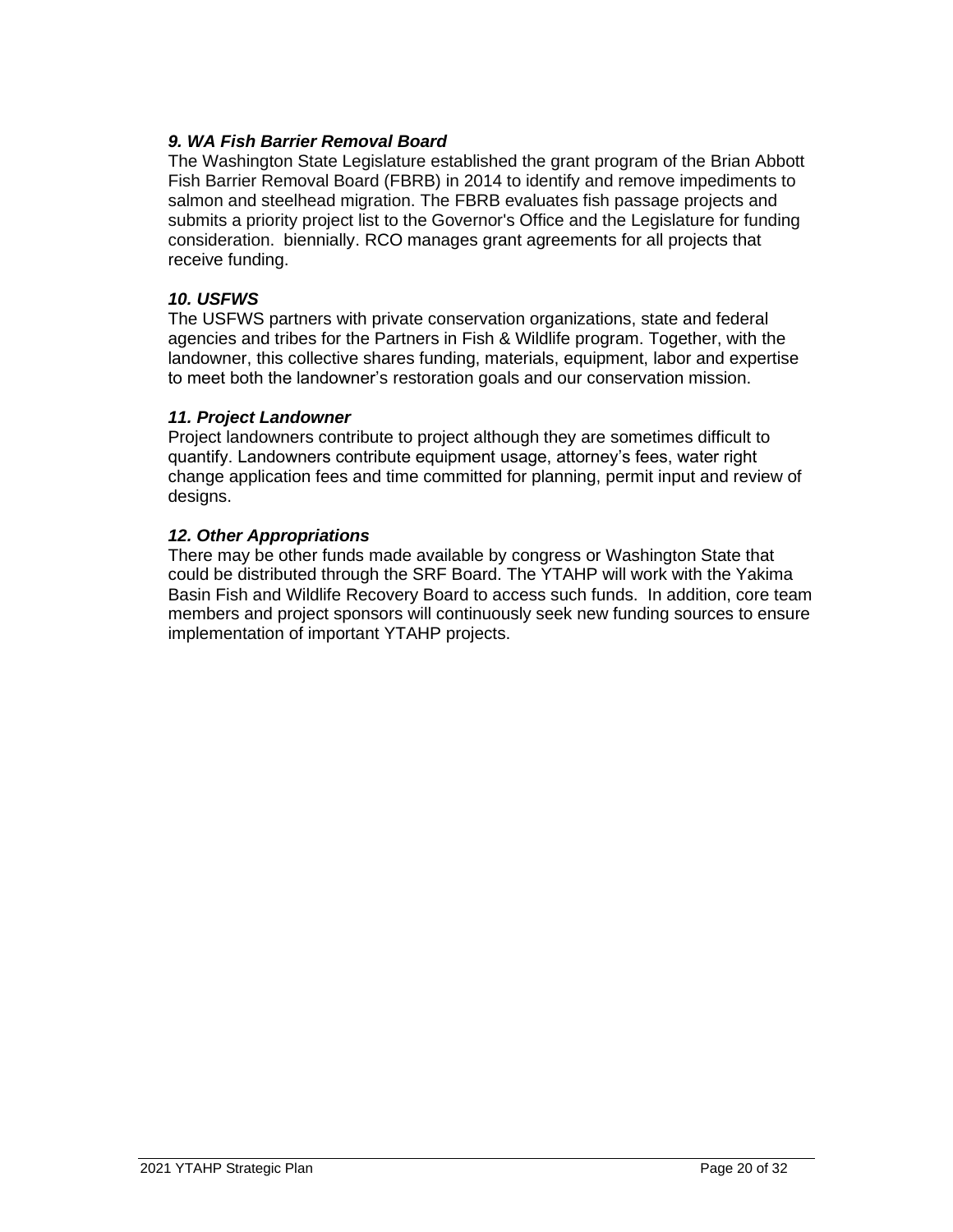***9. WA Fish Barrier Removal Board***

The Washington State Legislature established the grant program of the Brian Abbott Fish Barrier Removal Board (FBRB) in 2014 to identify and remove impediments to salmon and steelhead migration. The FBRB evaluates fish passage projects and submits a priority project list to the Governor's Office and the Legislature for funding consideration.  biennially. RCO manages grant agreements for all projects that receive funding.

***10. USFWS***

The USFWS partners with private conservation organizations, state and federal agencies and tribes for the Partners in Fish & Wildlife program. Together, with the landowner, this collective shares funding, materials, equipment, labor and expertise to meet both the landowner's restoration goals and our conservation mission.

***11. Project Landowner***

Project landowners contribute to project although they are sometimes difficult to quantify. Landowners contribute equipment usage, attorney's fees, water right change application fees and time committed for planning, permit input and review of designs.

***12. Other Appropriations***

There may be other funds made available by congress or Washington State that could be distributed through the SRF Board. The YTAHP will work with the Yakima Basin Fish and Wildlife Recovery Board to access such funds.  In addition, core team members and project sponsors will continuously seek new funding sources to ensure implementation of important YTAHP projects.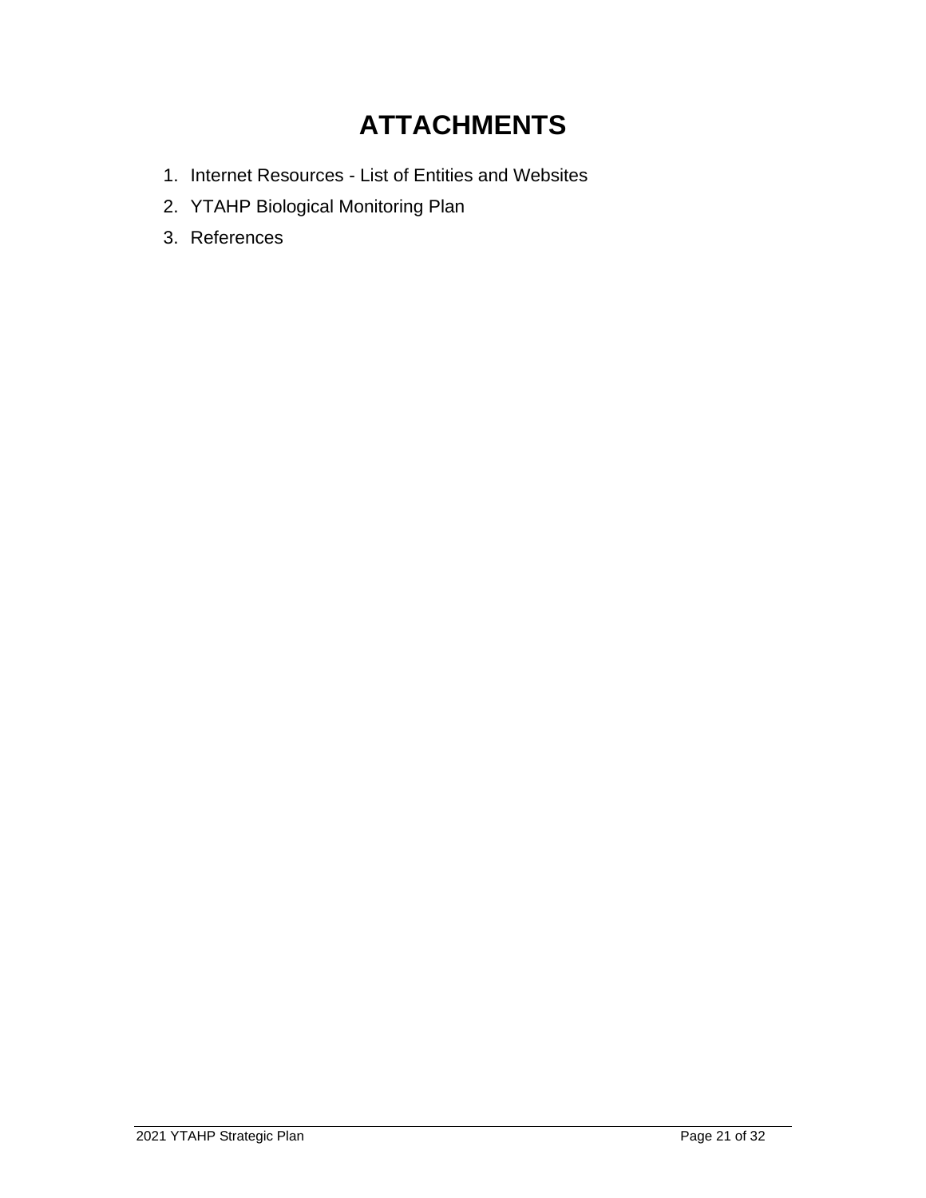# ATTACHMENTS

1. Internet Resources - List of Entities and Websites
2. YTAHP Biological Monitoring Plan
3. References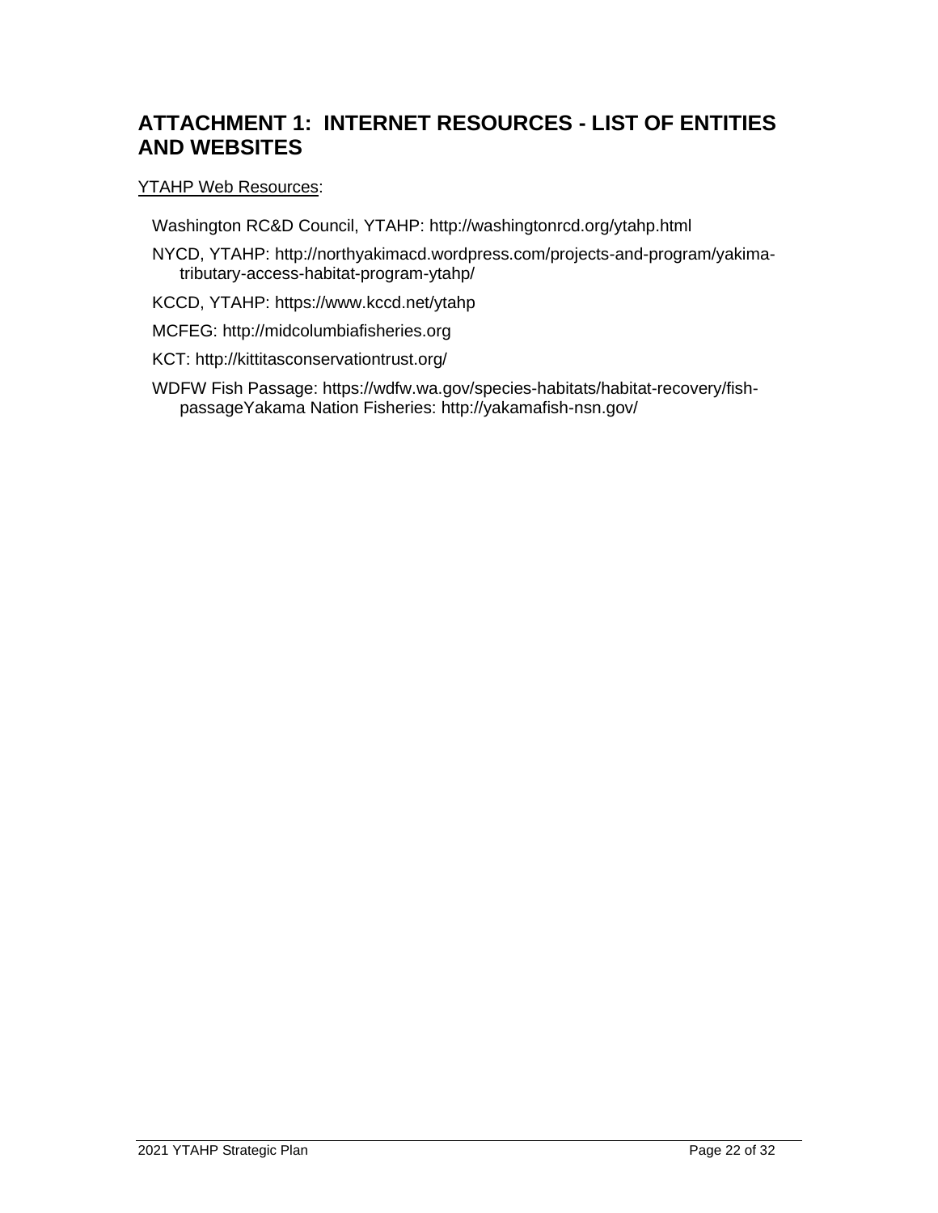## ATTACHMENT 1: INTERNET RESOURCES - LIST OF ENTITIES AND WEBSITES

YTAHP Web Resources:

Washington RC&D Council, YTAHP: http://washingtonrcd.org/ytahp.html

NYCD, YTAHP: http://northyakimacd.wordpress.com/projects-and-program/yakima-tributary-access-habitat-program-ytahp/

KCCD, YTAHP: https://www.kccd.net/ytahp

MCFEG: http://midcolumbiafisheries.org

KCT: http://kittitasconservationtrust.org/

WDFW Fish Passage: https://wdfw.wa.gov/species-habitats/habitat-recovery/fish-passageYakama Nation Fisheries: http://yakamafish-nsn.gov/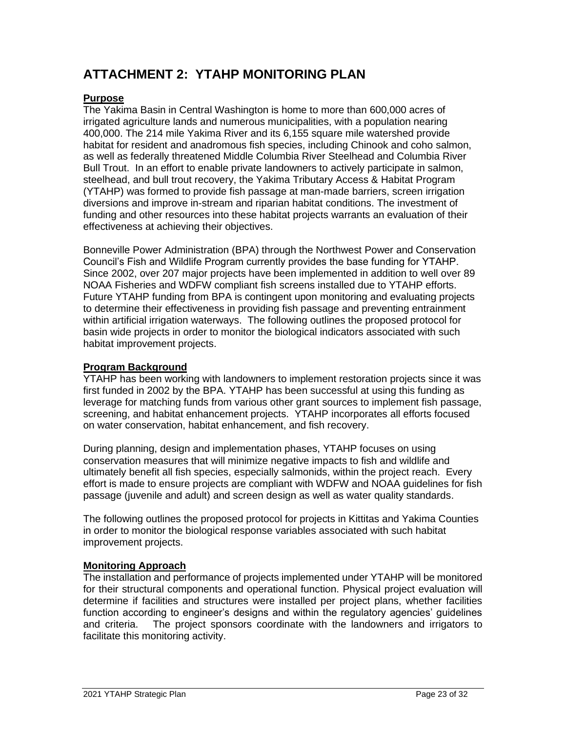# ATTACHMENT 2: YTAHP MONITORING PLAN

**Purpose**

The Yakima Basin in Central Washington is home to more than 600,000 acres of irrigated agriculture lands and numerous municipalities, with a population nearing 400,000. The 214 mile Yakima River and its 6,155 square mile watershed provide habitat for resident and anadromous fish species, including Chinook and coho salmon, as well as federally threatened Middle Columbia River Steelhead and Columbia River Bull Trout. In an effort to enable private landowners to actively participate in salmon, steelhead, and bull trout recovery, the Yakima Tributary Access & Habitat Program (YTAHP) was formed to provide fish passage at man-made barriers, screen irrigation diversions and improve in-stream and riparian habitat conditions. The investment of funding and other resources into these habitat projects warrants an evaluation of their effectiveness at achieving their objectives.

Bonneville Power Administration (BPA) through the Northwest Power and Conservation Council's Fish and Wildlife Program currently provides the base funding for YTAHP. Since 2002, over 207 major projects have been implemented in addition to well over 89 NOAA Fisheries and WDFW compliant fish screens installed due to YTAHP efforts. Future YTAHP funding from BPA is contingent upon monitoring and evaluating projects to determine their effectiveness in providing fish passage and preventing entrainment within artificial irrigation waterways. The following outlines the proposed protocol for basin wide projects in order to monitor the biological indicators associated with such habitat improvement projects.

**Program Background**

YTAHP has been working with landowners to implement restoration projects since it was first funded in 2002 by the BPA. YTAHP has been successful at using this funding as leverage for matching funds from various other grant sources to implement fish passage, screening, and habitat enhancement projects. YTAHP incorporates all efforts focused on water conservation, habitat enhancement, and fish recovery.

During planning, design and implementation phases, YTAHP focuses on using conservation measures that will minimize negative impacts to fish and wildlife and ultimately benefit all fish species, especially salmonids, within the project reach. Every effort is made to ensure projects are compliant with WDFW and NOAA guidelines for fish passage (juvenile and adult) and screen design as well as water quality standards.

The following outlines the proposed protocol for projects in Kittitas and Yakima Counties in order to monitor the biological response variables associated with such habitat improvement projects.

**Monitoring Approach**

The installation and performance of projects implemented under YTAHP will be monitored for their structural components and operational function. Physical project evaluation will determine if facilities and structures were installed per project plans, whether facilities function according to engineer's designs and within the regulatory agencies' guidelines and criteria. The project sponsors coordinate with the landowners and irrigators to facilitate this monitoring activity.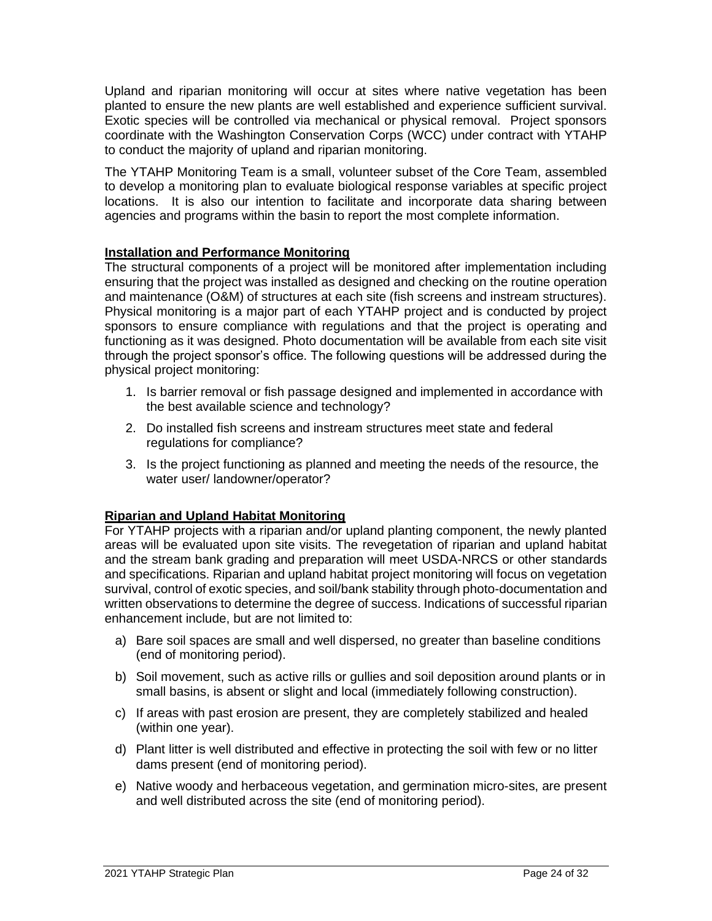Upland and riparian monitoring will occur at sites where native vegetation has been planted to ensure the new plants are well established and experience sufficient survival. Exotic species will be controlled via mechanical or physical removal. Project sponsors coordinate with the Washington Conservation Corps (WCC) under contract with YTAHP to conduct the majority of upland and riparian monitoring.

The YTAHP Monitoring Team is a small, volunteer subset of the Core Team, assembled to develop a monitoring plan to evaluate biological response variables at specific project locations. It is also our intention to facilitate and incorporate data sharing between agencies and programs within the basin to report the most complete information.

**Installation and Performance Monitoring**

The structural components of a project will be monitored after implementation including ensuring that the project was installed as designed and checking on the routine operation and maintenance (O&M) of structures at each site (fish screens and instream structures). Physical monitoring is a major part of each YTAHP project and is conducted by project sponsors to ensure compliance with regulations and that the project is operating and functioning as it was designed. Photo documentation will be available from each site visit through the project sponsor's office. The following questions will be addressed during the physical project monitoring:

1. Is barrier removal or fish passage designed and implemented in accordance with the best available science and technology?
2. Do installed fish screens and instream structures meet state and federal regulations for compliance?
3. Is the project functioning as planned and meeting the needs of the resource, the water user/ landowner/operator?

**Riparian and Upland Habitat Monitoring**

For YTAHP projects with a riparian and/or upland planting component, the newly planted areas will be evaluated upon site visits. The revegetation of riparian and upland habitat and the stream bank grading and preparation will meet USDA-NRCS or other standards and specifications. Riparian and upland habitat project monitoring will focus on vegetation survival, control of exotic species, and soil/bank stability through photo-documentation and written observations to determine the degree of success. Indications of successful riparian enhancement include, but are not limited to:

a) Bare soil spaces are small and well dispersed, no greater than baseline conditions (end of monitoring period).
b) Soil movement, such as active rills or gullies and soil deposition around plants or in small basins, is absent or slight and local (immediately following construction).
c) If areas with past erosion are present, they are completely stabilized and healed (within one year).
d) Plant litter is well distributed and effective in protecting the soil with few or no litter dams present (end of monitoring period).
e) Native woody and herbaceous vegetation, and germination micro-sites, are present and well distributed across the site (end of monitoring period).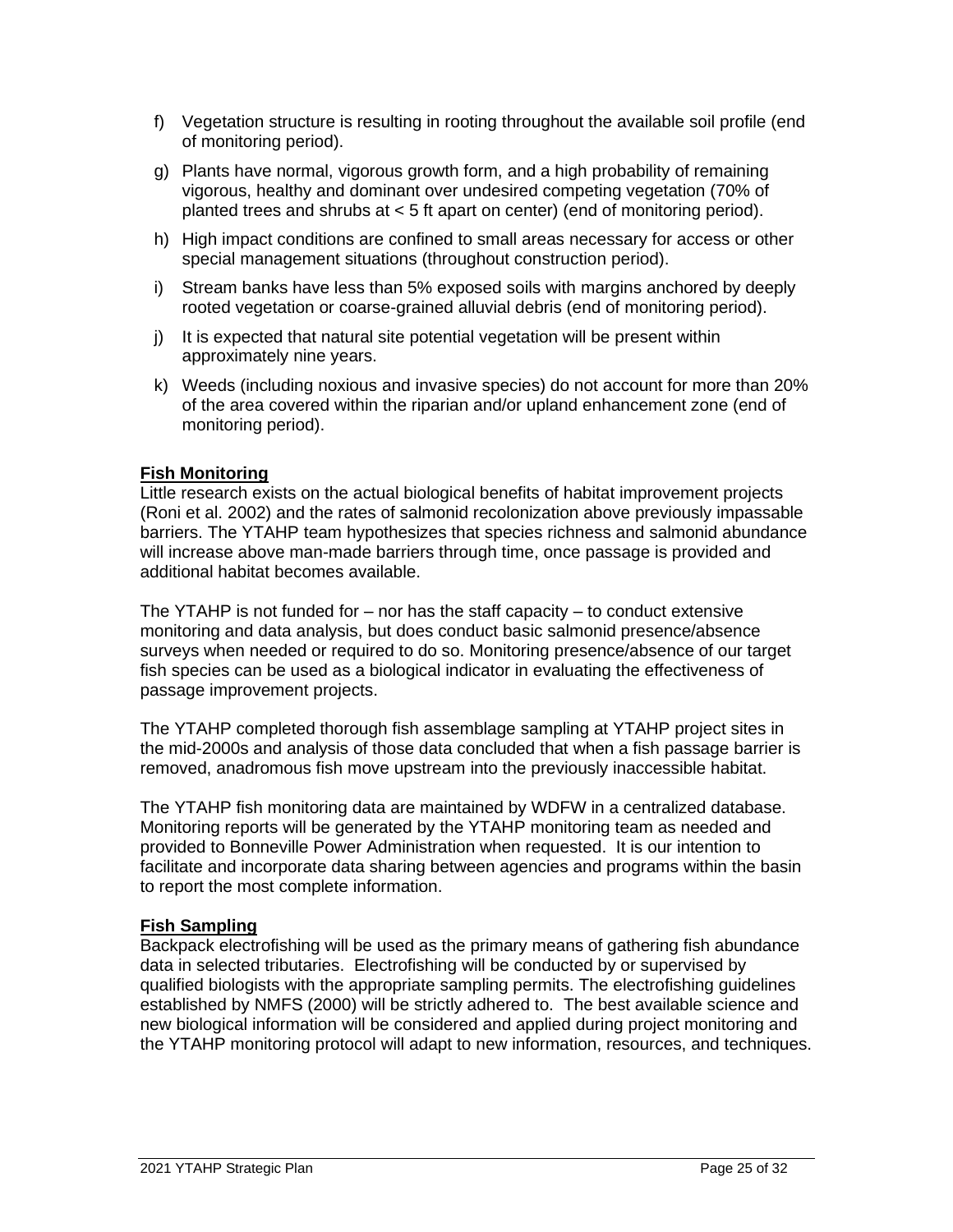f) Vegetation structure is resulting in rooting throughout the available soil profile (end of monitoring period).

g) Plants have normal, vigorous growth form, and a high probability of remaining vigorous, healthy and dominant over undesired competing vegetation (70% of planted trees and shrubs at < 5 ft apart on center) (end of monitoring period).

h) High impact conditions are confined to small areas necessary for access or other special management situations (throughout construction period).

i) Stream banks have less than 5% exposed soils with margins anchored by deeply rooted vegetation or coarse-grained alluvial debris (end of monitoring period).

j) It is expected that natural site potential vegetation will be present within approximately nine years.

k) Weeds (including noxious and invasive species) do not account for more than 20% of the area covered within the riparian and/or upland enhancement zone (end of monitoring period).

**Fish Monitoring**

Little research exists on the actual biological benefits of habitat improvement projects (Roni et al. 2002) and the rates of salmonid recolonization above previously impassable barriers. The YTAHP team hypothesizes that species richness and salmonid abundance will increase above man-made barriers through time, once passage is provided and additional habitat becomes available.

The YTAHP is not funded for – nor has the staff capacity – to conduct extensive monitoring and data analysis, but does conduct basic salmonid presence/absence surveys when needed or required to do so. Monitoring presence/absence of our target fish species can be used as a biological indicator in evaluating the effectiveness of passage improvement projects.

The YTAHP completed thorough fish assemblage sampling at YTAHP project sites in the mid-2000s and analysis of those data concluded that when a fish passage barrier is removed, anadromous fish move upstream into the previously inaccessible habitat.

The YTAHP fish monitoring data are maintained by WDFW in a centralized database. Monitoring reports will be generated by the YTAHP monitoring team as needed and provided to Bonneville Power Administration when requested. It is our intention to facilitate and incorporate data sharing between agencies and programs within the basin to report the most complete information.

**Fish Sampling**

Backpack electrofishing will be used as the primary means of gathering fish abundance data in selected tributaries. Electrofishing will be conducted by or supervised by qualified biologists with the appropriate sampling permits. The electrofishing guidelines established by NMFS (2000) will be strictly adhered to. The best available science and new biological information will be considered and applied during project monitoring and the YTAHP monitoring protocol will adapt to new information, resources, and techniques.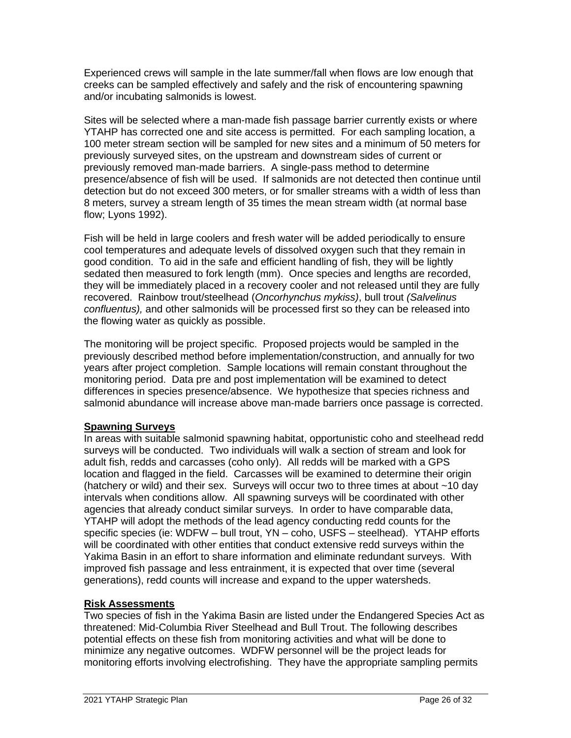Experienced crews will sample in the late summer/fall when flows are low enough that creeks can be sampled effectively and safely and the risk of encountering spawning and/or incubating salmonids is lowest.

Sites will be selected where a man-made fish passage barrier currently exists or where YTAHP has corrected one and site access is permitted. For each sampling location, a 100 meter stream section will be sampled for new sites and a minimum of 50 meters for previously surveyed sites, on the upstream and downstream sides of current or previously removed man-made barriers. A single-pass method to determine presence/absence of fish will be used. If salmonids are not detected then continue until detection but do not exceed 300 meters, or for smaller streams with a width of less than 8 meters, survey a stream length of 35 times the mean stream width (at normal base flow; Lyons 1992).

Fish will be held in large coolers and fresh water will be added periodically to ensure cool temperatures and adequate levels of dissolved oxygen such that they remain in good condition. To aid in the safe and efficient handling of fish, they will be lightly sedated then measured to fork length (mm). Once species and lengths are recorded, they will be immediately placed in a recovery cooler and not released until they are fully recovered. Rainbow trout/steelhead (*Oncorhynchus mykiss)*, bull trout *(Salvelinus confluentus),* and other salmonids will be processed first so they can be released into the flowing water as quickly as possible.

The monitoring will be project specific. Proposed projects would be sampled in the previously described method before implementation/construction, and annually for two years after project completion. Sample locations will remain constant throughout the monitoring period. Data pre and post implementation will be examined to detect differences in species presence/absence. We hypothesize that species richness and salmonid abundance will increase above man-made barriers once passage is corrected.

**Spawning Surveys**

In areas with suitable salmonid spawning habitat, opportunistic coho and steelhead redd surveys will be conducted. Two individuals will walk a section of stream and look for adult fish, redds and carcasses (coho only). All redds will be marked with a GPS location and flagged in the field. Carcasses will be examined to determine their origin (hatchery or wild) and their sex. Surveys will occur two to three times at about ~10 day intervals when conditions allow. All spawning surveys will be coordinated with other agencies that already conduct similar surveys. In order to have comparable data, YTAHP will adopt the methods of the lead agency conducting redd counts for the specific species (ie: WDFW – bull trout, YN – coho, USFS – steelhead). YTAHP efforts will be coordinated with other entities that conduct extensive redd surveys within the Yakima Basin in an effort to share information and eliminate redundant surveys. With improved fish passage and less entrainment, it is expected that over time (several generations), redd counts will increase and expand to the upper watersheds.

**Risk Assessments**

Two species of fish in the Yakima Basin are listed under the Endangered Species Act as threatened: Mid-Columbia River Steelhead and Bull Trout. The following describes potential effects on these fish from monitoring activities and what will be done to minimize any negative outcomes. WDFW personnel will be the project leads for monitoring efforts involving electrofishing. They have the appropriate sampling permits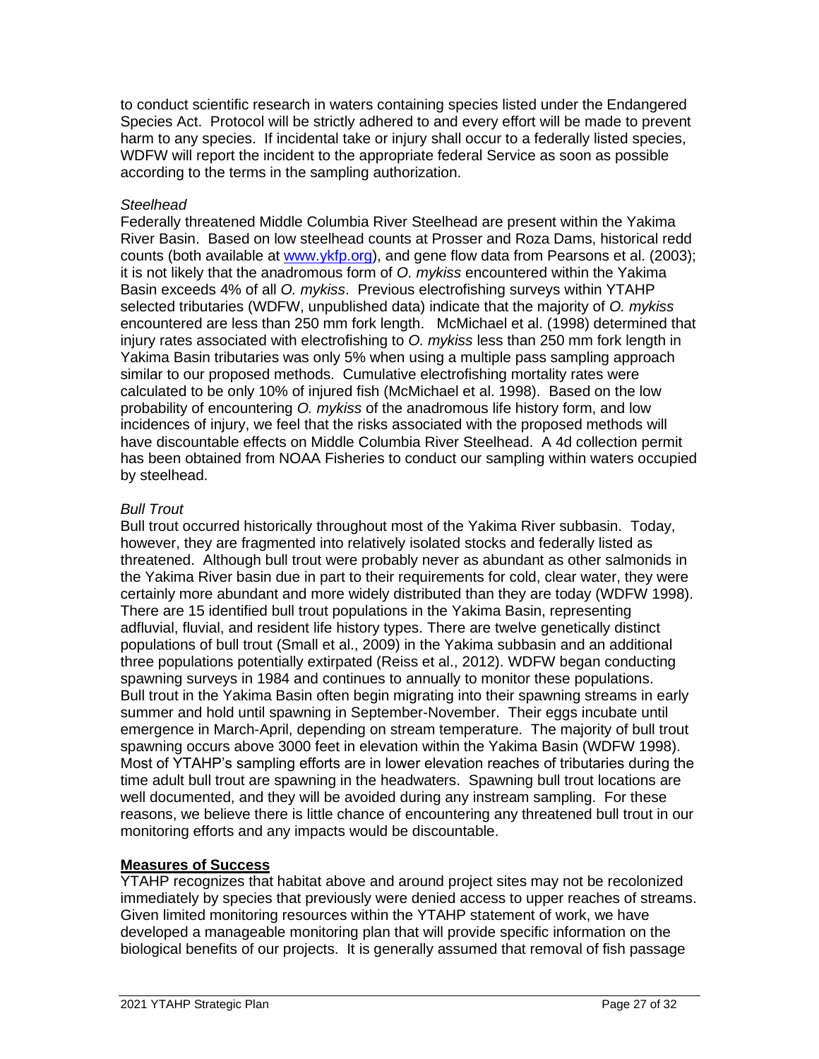to conduct scientific research in waters containing species listed under the Endangered Species Act. Protocol will be strictly adhered to and every effort will be made to prevent harm to any species. If incidental take or injury shall occur to a federally listed species, WDFW will report the incident to the appropriate federal Service as soon as possible according to the terms in the sampling authorization.

*Steelhead*

Federally threatened Middle Columbia River Steelhead are present within the Yakima River Basin. Based on low steelhead counts at Prosser and Roza Dams, historical redd counts (both available at [www.ykfp.org](www.ykfp.org)), and gene flow data from Pearsons et al. (2003); it is not likely that the anadromous form of *O. mykiss* encountered within the Yakima Basin exceeds 4% of all *O. mykiss*. Previous electrofishing surveys within YTAHP selected tributaries (WDFW, unpublished data) indicate that the majority of *O. mykiss* encountered are less than 250 mm fork length. McMichael et al. (1998) determined that injury rates associated with electrofishing to *O. mykiss* less than 250 mm fork length in Yakima Basin tributaries was only 5% when using a multiple pass sampling approach similar to our proposed methods. Cumulative electrofishing mortality rates were calculated to be only 10% of injured fish (McMichael et al. 1998). Based on the low probability of encountering *O. mykiss* of the anadromous life history form, and low incidences of injury, we feel that the risks associated with the proposed methods will have discountable effects on Middle Columbia River Steelhead. A 4d collection permit has been obtained from NOAA Fisheries to conduct our sampling within waters occupied by steelhead.

*Bull Trout*

Bull trout occurred historically throughout most of the Yakima River subbasin. Today, however, they are fragmented into relatively isolated stocks and federally listed as threatened. Although bull trout were probably never as abundant as other salmonids in the Yakima River basin due in part to their requirements for cold, clear water, they were certainly more abundant and more widely distributed than they are today (WDFW 1998). There are 15 identified bull trout populations in the Yakima Basin, representing adfluvial, fluvial, and resident life history types. There are twelve genetically distinct populations of bull trout (Small et al., 2009) in the Yakima subbasin and an additional three populations potentially extirpated (Reiss et al., 2012). WDFW began conducting spawning surveys in 1984 and continues to annually to monitor these populations. Bull trout in the Yakima Basin often begin migrating into their spawning streams in early summer and hold until spawning in September-November. Their eggs incubate until emergence in March-April, depending on stream temperature. The majority of bull trout spawning occurs above 3000 feet in elevation within the Yakima Basin (WDFW 1998). Most of YTAHP's sampling efforts are in lower elevation reaches of tributaries during the time adult bull trout are spawning in the headwaters. Spawning bull trout locations are well documented, and they will be avoided during any instream sampling. For these reasons, we believe there is little chance of encountering any threatened bull trout in our monitoring efforts and any impacts would be discountable.

**Measures of Success**

YTAHP recognizes that habitat above and around project sites may not be recolonized immediately by species that previously were denied access to upper reaches of streams. Given limited monitoring resources within the YTAHP statement of work, we have developed a manageable monitoring plan that will provide specific information on the biological benefits of our projects. It is generally assumed that removal of fish passage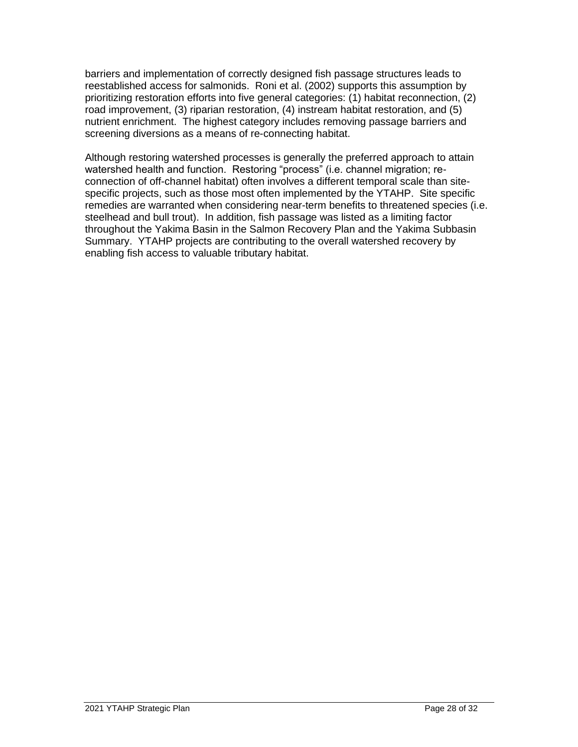barriers and implementation of correctly designed fish passage structures leads to reestablished access for salmonids. Roni et al. (2002) supports this assumption by prioritizing restoration efforts into five general categories: (1) habitat reconnection, (2) road improvement, (3) riparian restoration, (4) instream habitat restoration, and (5) nutrient enrichment. The highest category includes removing passage barriers and screening diversions as a means of re-connecting habitat.

Although restoring watershed processes is generally the preferred approach to attain watershed health and function. Restoring "process" (i.e. channel migration; re-connection of off-channel habitat) often involves a different temporal scale than site-specific projects, such as those most often implemented by the YTAHP. Site specific remedies are warranted when considering near-term benefits to threatened species (i.e. steelhead and bull trout). In addition, fish passage was listed as a limiting factor throughout the Yakima Basin in the Salmon Recovery Plan and the Yakima Subbasin Summary. YTAHP projects are contributing to the overall watershed recovery by enabling fish access to valuable tributary habitat.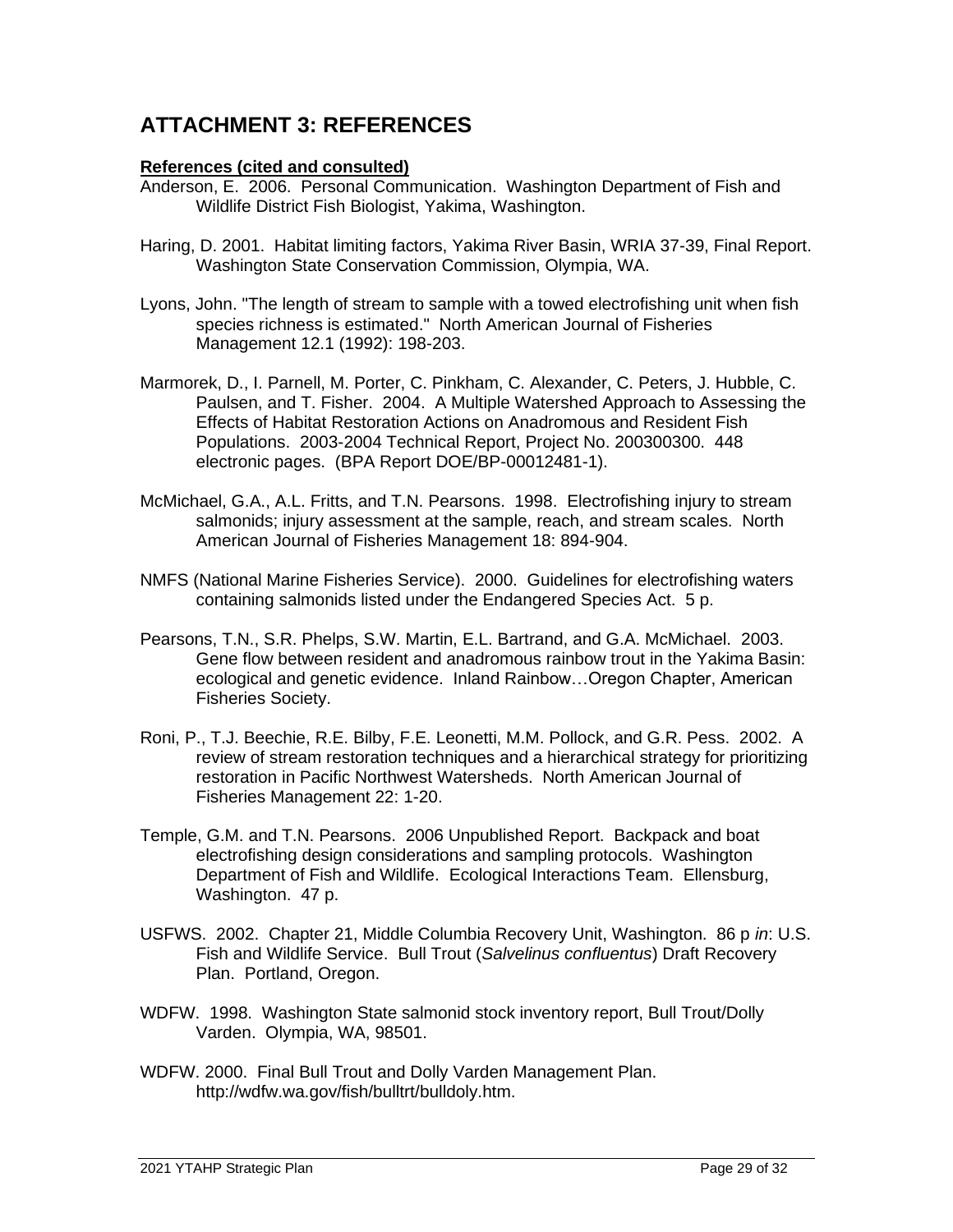## ATTACHMENT 3: REFERENCES

**References (cited and consulted)**

Anderson, E. 2006. Personal Communication. Washington Department of Fish and Wildlife District Fish Biologist, Yakima, Washington.

Haring, D. 2001. Habitat limiting factors, Yakima River Basin, WRIA 37-39, Final Report. Washington State Conservation Commission, Olympia, WA.

Lyons, John. "The length of stream to sample with a towed electrofishing unit when fish species richness is estimated." North American Journal of Fisheries Management 12.1 (1992): 198-203.

Marmorek, D., I. Parnell, M. Porter, C. Pinkham, C. Alexander, C. Peters, J. Hubble, C. Paulsen, and T. Fisher. 2004. A Multiple Watershed Approach to Assessing the Effects of Habitat Restoration Actions on Anadromous and Resident Fish Populations. 2003-2004 Technical Report, Project No. 200300300. 448 electronic pages. (BPA Report DOE/BP-00012481-1).

McMichael, G.A., A.L. Fritts, and T.N. Pearsons. 1998. Electrofishing injury to stream salmonids; injury assessment at the sample, reach, and stream scales. North American Journal of Fisheries Management 18: 894-904.

NMFS (National Marine Fisheries Service). 2000. Guidelines for electrofishing waters containing salmonids listed under the Endangered Species Act. 5 p.

Pearsons, T.N., S.R. Phelps, S.W. Martin, E.L. Bartrand, and G.A. McMichael. 2003. Gene flow between resident and anadromous rainbow trout in the Yakima Basin: ecological and genetic evidence. Inland Rainbow…Oregon Chapter, American Fisheries Society.

Roni, P., T.J. Beechie, R.E. Bilby, F.E. Leonetti, M.M. Pollock, and G.R. Pess. 2002. A review of stream restoration techniques and a hierarchical strategy for prioritizing restoration in Pacific Northwest Watersheds. North American Journal of Fisheries Management 22: 1-20.

Temple, G.M. and T.N. Pearsons. 2006 Unpublished Report. Backpack and boat electrofishing design considerations and sampling protocols. Washington Department of Fish and Wildlife. Ecological Interactions Team. Ellensburg, Washington. 47 p.

USFWS. 2002. Chapter 21, Middle Columbia Recovery Unit, Washington. 86 p *in*: U.S. Fish and Wildlife Service. Bull Trout (*Salvelinus confluentus*) Draft Recovery Plan. Portland, Oregon.

WDFW. 1998. Washington State salmonid stock inventory report, Bull Trout/Dolly Varden. Olympia, WA, 98501.

WDFW. 2000. Final Bull Trout and Dolly Varden Management Plan. http://wdfw.wa.gov/fish/bulltrt/bulldoly.htm.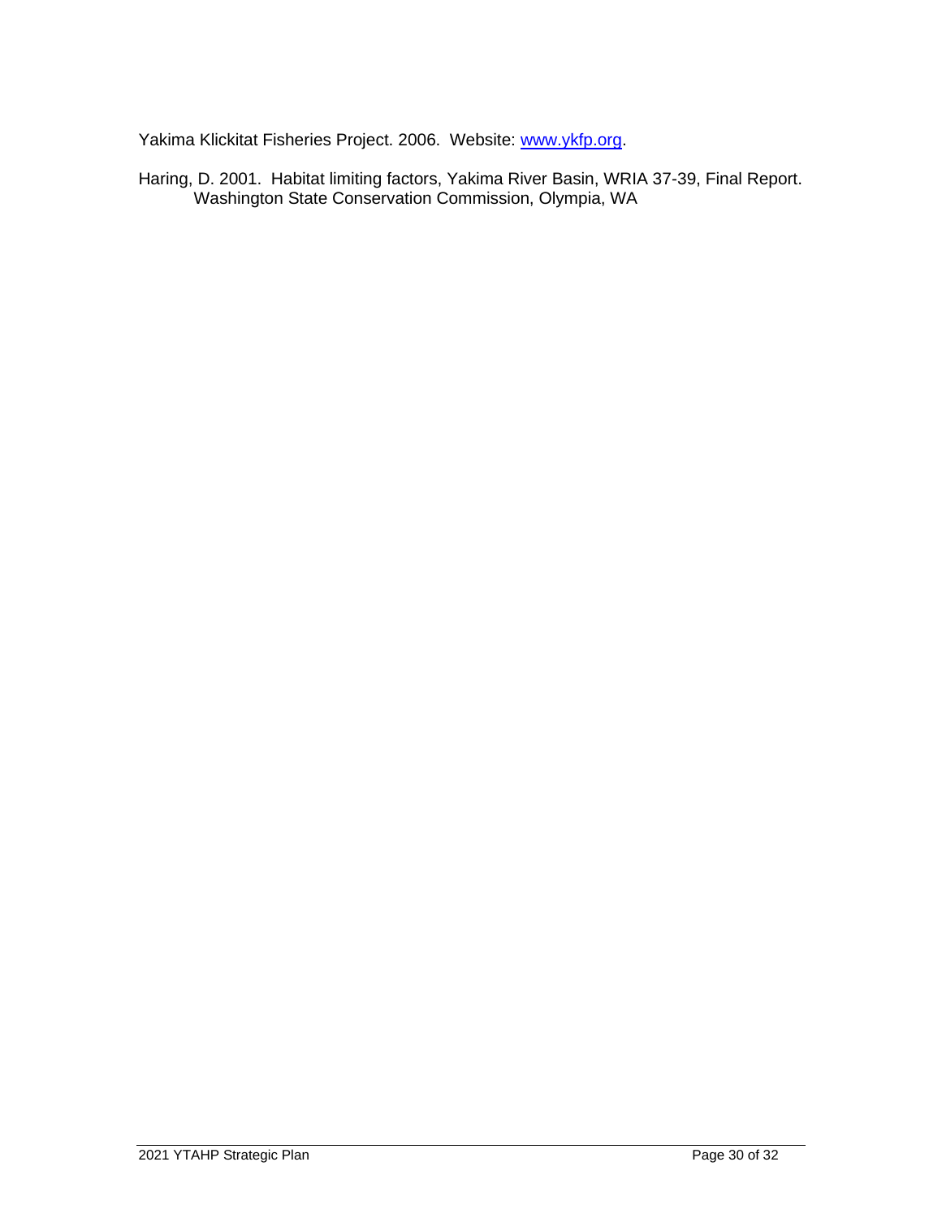Yakima Klickitat Fisheries Project. 2006. Website: [www.ykfp.org](http://www.ykfp.org).

Haring, D. 2001. Habitat limiting factors, Yakima River Basin, WRIA 37-39, Final Report. Washington State Conservation Commission, Olympia, WA